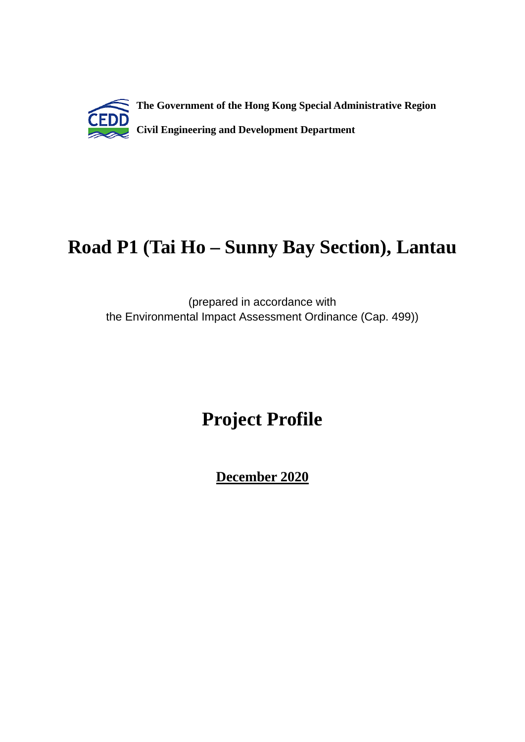**The Government of the Hong Kong Special Administrative Region**

**Civil Engineering and Development Department**

# Road P1 (Tai Ho – Sunny Bay Section), Lantau

(prepared in accordance with
the Environmental Impact Assessment Ordinance (Cap. 499))

# Project Profile

**December 2020**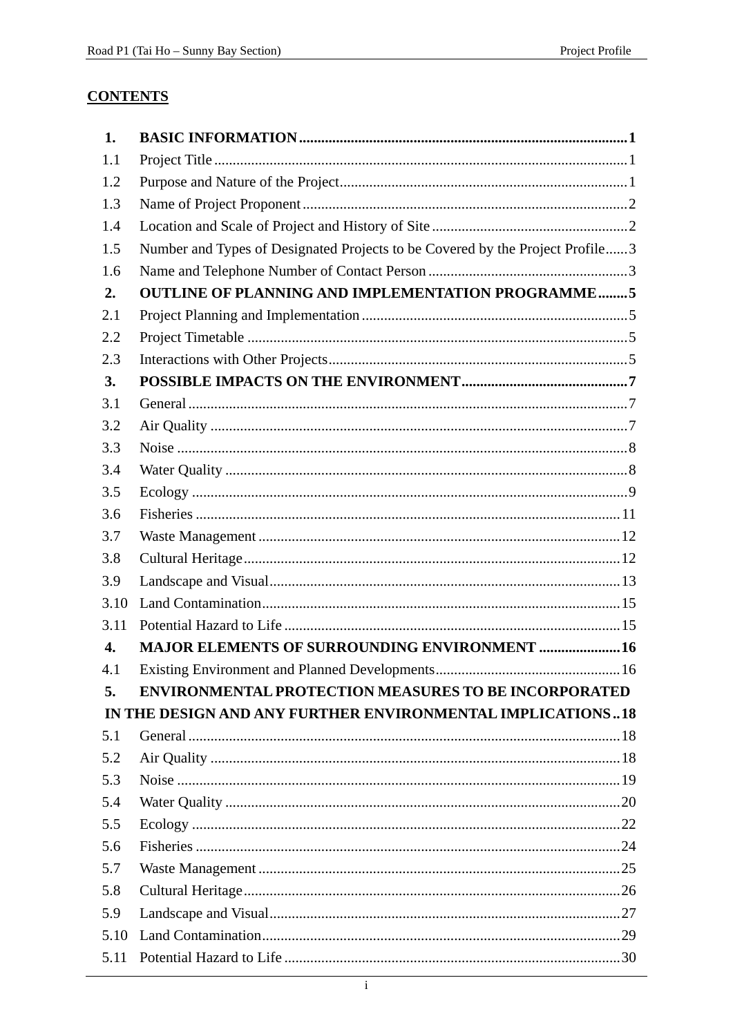## CONTENTS

| | | |
|---|---|---|
| **1.** | **BASIC INFORMATION** | **1** |
| 1.1 | Project Title | 1 |
| 1.2 | Purpose and Nature of the Project | 1 |
| 1.3 | Name of Project Proponent | 2 |
| 1.4 | Location and Scale of Project and History of Site | 2 |
| 1.5 | Number and Types of Designated Projects to be Covered by the Project Profile | 3 |
| 1.6 | Name and Telephone Number of Contact Person | 3 |
| **2.** | **OUTLINE OF PLANNING AND IMPLEMENTATION PROGRAMME** | **5** |
| 2.1 | Project Planning and Implementation | 5 |
| 2.2 | Project Timetable | 5 |
| 2.3 | Interactions with Other Projects | 5 |
| **3.** | **POSSIBLE IMPACTS ON THE ENVIRONMENT** | **7** |
| 3.1 | General | 7 |
| 3.2 | Air Quality | 7 |
| 3.3 | Noise | 8 |
| 3.4 | Water Quality | 8 |
| 3.5 | Ecology | 9 |
| 3.6 | Fisheries | 11 |
| 3.7 | Waste Management | 12 |
| 3.8 | Cultural Heritage | 12 |
| 3.9 | Landscape and Visual | 13 |
| 3.10 | Land Contamination | 15 |
| 3.11 | Potential Hazard to Life | 15 |
| **4.** | **MAJOR ELEMENTS OF SURROUNDING ENVIRONMENT** | **16** |
| 4.1 | Existing Environment and Planned Developments | 16 |
| **5.** | **ENVIRONMENTAL PROTECTION MEASURES TO BE INCORPORATED IN THE DESIGN AND ANY FURTHER ENVIRONMENTAL IMPLICATIONS** | **18** |
| 5.1 | General | 18 |
| 5.2 | Air Quality | 18 |
| 5.3 | Noise | 19 |
| 5.4 | Water Quality | 20 |
| 5.5 | Ecology | 22 |
| 5.6 | Fisheries | 24 |
| 5.7 | Waste Management | 25 |
| 5.8 | Cultural Heritage | 26 |
| 5.9 | Landscape and Visual | 27 |
| 5.10 | Land Contamination | 29 |
| 5.11 | Potential Hazard to Life | 30 |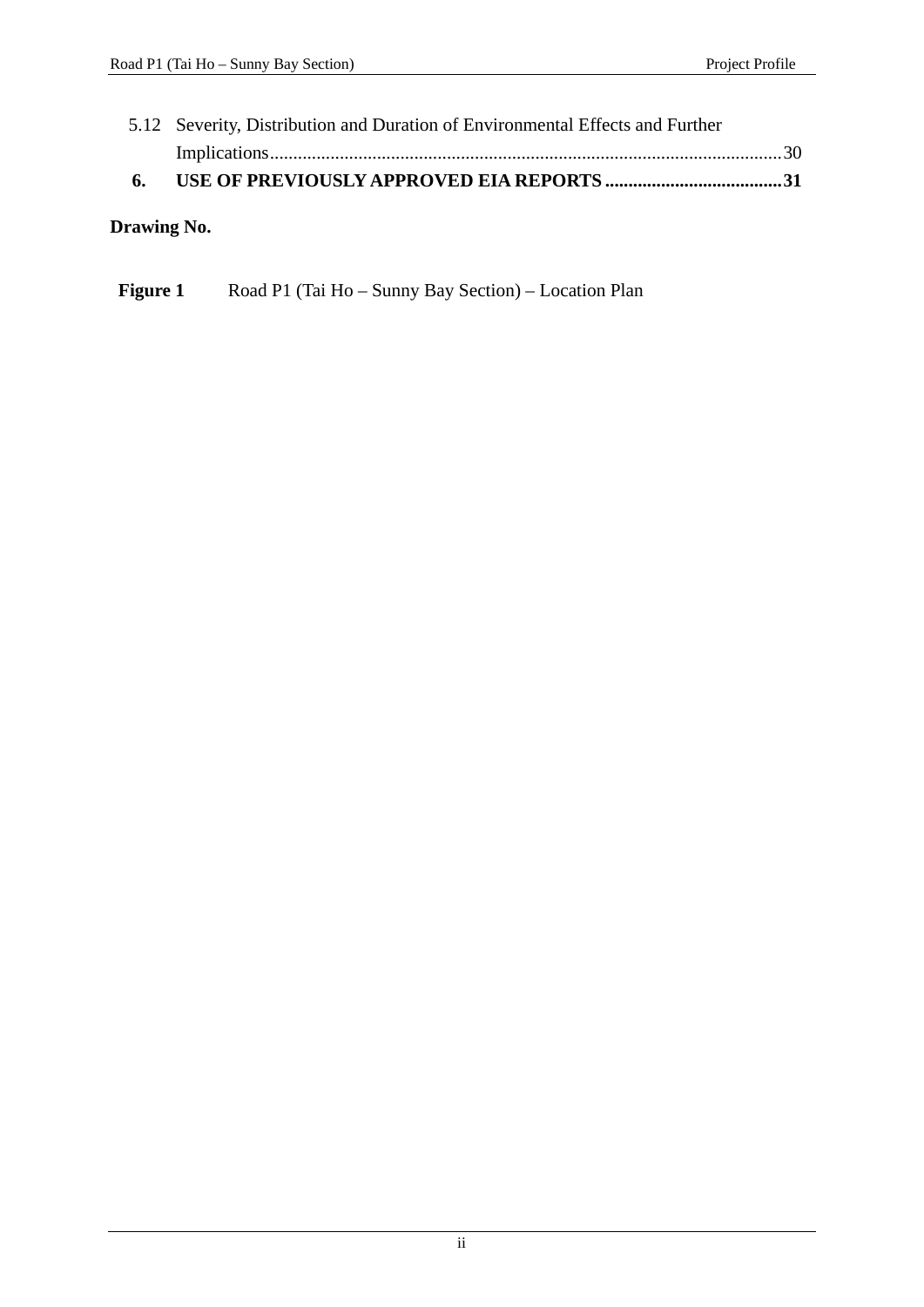5.12 Severity, Distribution and Duration of Environmental Effects and Further Implications............................................................................................................30

**6. USE OF PREVIOUSLY APPROVED EIA REPORTS ......................................31**

**Drawing No.**

**Figure 1** Road P1 (Tai Ho – Sunny Bay Section) – Location Plan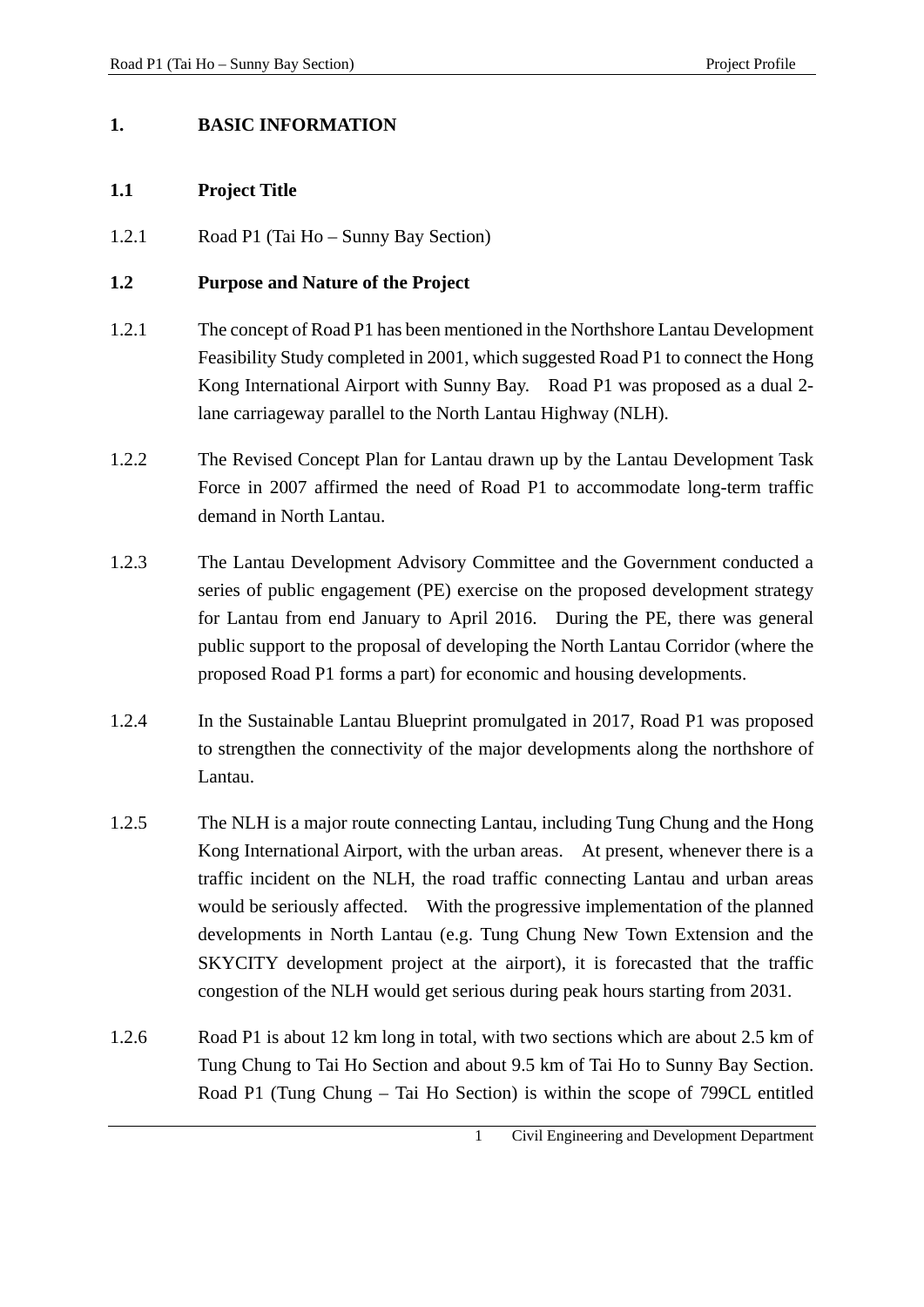# 1. BASIC INFORMATION

## 1.1 Project Title

1.2.1 Road P1 (Tai Ho – Sunny Bay Section)

## 1.2 Purpose and Nature of the Project

1.2.1 The concept of Road P1 has been mentioned in the Northshore Lantau Development Feasibility Study completed in 2001, which suggested Road P1 to connect the Hong Kong International Airport with Sunny Bay. Road P1 was proposed as a dual 2-lane carriageway parallel to the North Lantau Highway (NLH).

1.2.2 The Revised Concept Plan for Lantau drawn up by the Lantau Development Task Force in 2007 affirmed the need of Road P1 to accommodate long-term traffic demand in North Lantau.

1.2.3 The Lantau Development Advisory Committee and the Government conducted a series of public engagement (PE) exercise on the proposed development strategy for Lantau from end January to April 2016. During the PE, there was general public support to the proposal of developing the North Lantau Corridor (where the proposed Road P1 forms a part) for economic and housing developments.

1.2.4 In the Sustainable Lantau Blueprint promulgated in 2017, Road P1 was proposed to strengthen the connectivity of the major developments along the northshore of Lantau.

1.2.5 The NLH is a major route connecting Lantau, including Tung Chung and the Hong Kong International Airport, with the urban areas. At present, whenever there is a traffic incident on the NLH, the road traffic connecting Lantau and urban areas would be seriously affected. With the progressive implementation of the planned developments in North Lantau (e.g. Tung Chung New Town Extension and the SKYCITY development project at the airport), it is forecasted that the traffic congestion of the NLH would get serious during peak hours starting from 2031.

1.2.6 Road P1 is about 12 km long in total, with two sections which are about 2.5 km of Tung Chung to Tai Ho Section and about 9.5 km of Tai Ho to Sunny Bay Section. Road P1 (Tung Chung – Tai Ho Section) is within the scope of 799CL entitled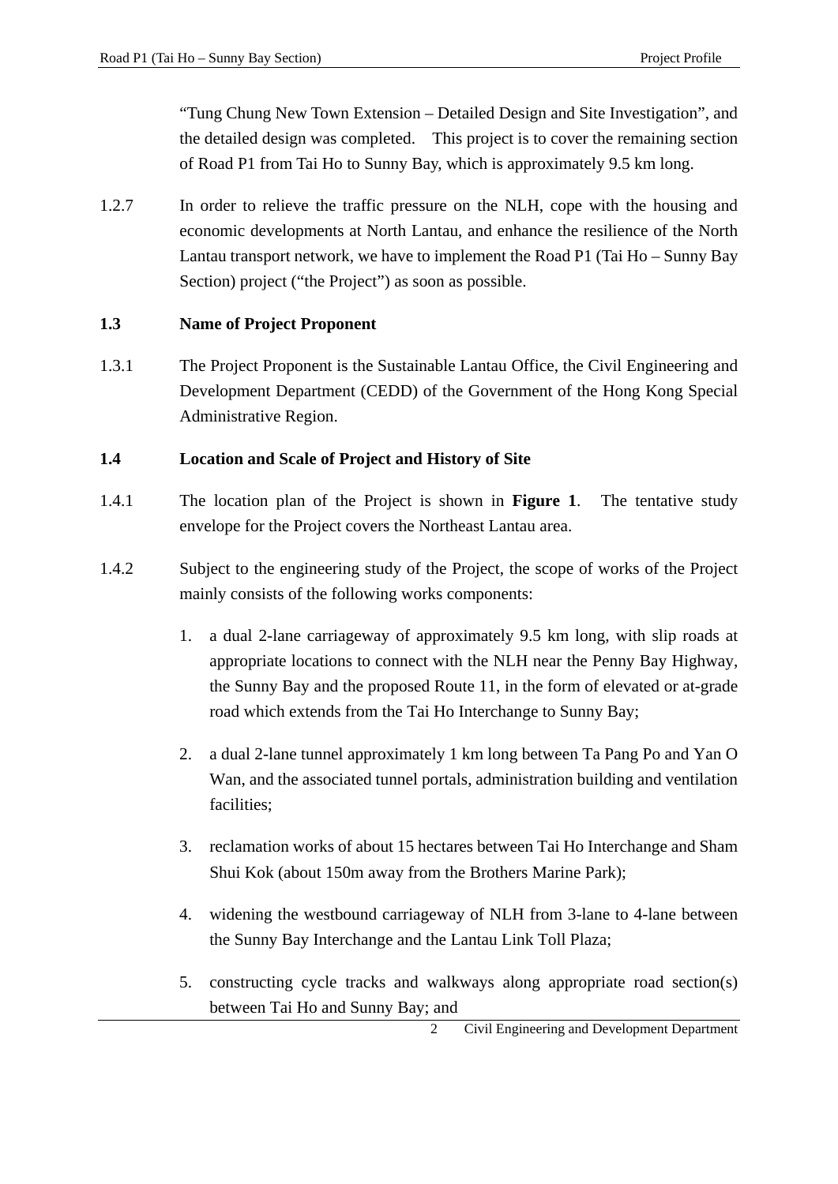"Tung Chung New Town Extension – Detailed Design and Site Investigation", and the detailed design was completed. This project is to cover the remaining section of Road P1 from Tai Ho to Sunny Bay, which is approximately 9.5 km long.

1.2.7 In order to relieve the traffic pressure on the NLH, cope with the housing and economic developments at North Lantau, and enhance the resilience of the North Lantau transport network, we have to implement the Road P1 (Tai Ho – Sunny Bay Section) project ("the Project") as soon as possible.

### 1.3 Name of Project Proponent

1.3.1 The Project Proponent is the Sustainable Lantau Office, the Civil Engineering and Development Department (CEDD) of the Government of the Hong Kong Special Administrative Region.

### 1.4 Location and Scale of Project and History of Site

1.4.1 The location plan of the Project is shown in **Figure 1**. The tentative study envelope for the Project covers the Northeast Lantau area.

1.4.2 Subject to the engineering study of the Project, the scope of works of the Project mainly consists of the following works components:

1. a dual 2-lane carriageway of approximately 9.5 km long, with slip roads at appropriate locations to connect with the NLH near the Penny Bay Highway, the Sunny Bay and the proposed Route 11, in the form of elevated or at-grade road which extends from the Tai Ho Interchange to Sunny Bay;

2. a dual 2-lane tunnel approximately 1 km long between Ta Pang Po and Yan O Wan, and the associated tunnel portals, administration building and ventilation facilities;

3. reclamation works of about 15 hectares between Tai Ho Interchange and Sham Shui Kok (about 150m away from the Brothers Marine Park);

4. widening the westbound carriageway of NLH from 3-lane to 4-lane between the Sunny Bay Interchange and the Lantau Link Toll Plaza;

5. constructing cycle tracks and walkways along appropriate road section(s) between Tai Ho and Sunny Bay; and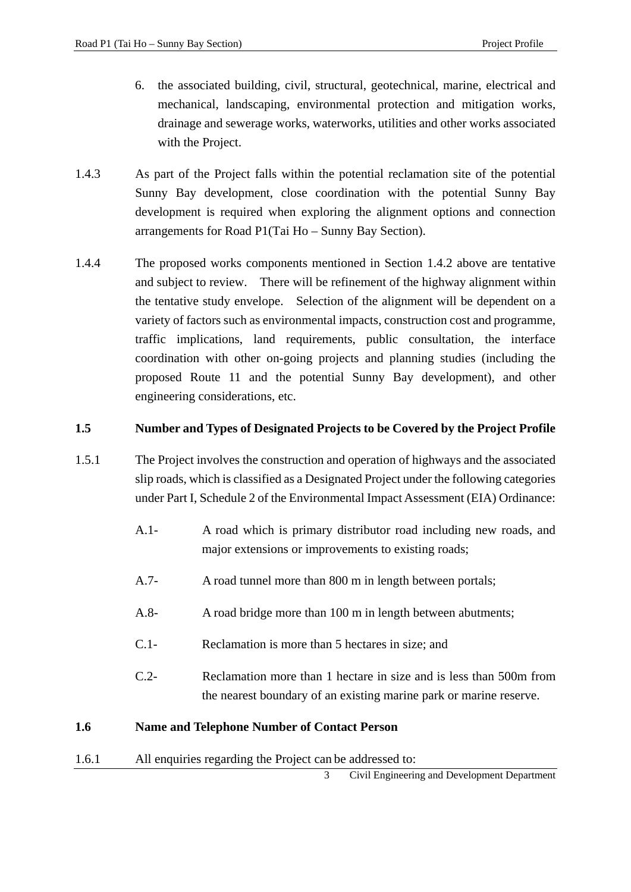6. the associated building, civil, structural, geotechnical, marine, electrical and mechanical, landscaping, environmental protection and mitigation works, drainage and sewerage works, waterworks, utilities and other works associated with the Project.

1.4.3 As part of the Project falls within the potential reclamation site of the potential Sunny Bay development, close coordination with the potential Sunny Bay development is required when exploring the alignment options and connection arrangements for Road P1(Tai Ho – Sunny Bay Section).

1.4.4 The proposed works components mentioned in Section 1.4.2 above are tentative and subject to review. There will be refinement of the highway alignment within the tentative study envelope. Selection of the alignment will be dependent on a variety of factors such as environmental impacts, construction cost and programme, traffic implications, land requirements, public consultation, the interface coordination with other on-going projects and planning studies (including the proposed Route 11 and the potential Sunny Bay development), and other engineering considerations, etc.

## 1.5 Number and Types of Designated Projects to be Covered by the Project Profile

1.5.1 The Project involves the construction and operation of highways and the associated slip roads, which is classified as a Designated Project under the following categories under Part I, Schedule 2 of the Environmental Impact Assessment (EIA) Ordinance:

A.1- A road which is primary distributor road including new roads, and major extensions or improvements to existing roads;

A.7- A road tunnel more than 800 m in length between portals;

A.8- A road bridge more than 100 m in length between abutments;

C.1- Reclamation is more than 5 hectares in size; and

C.2- Reclamation more than 1 hectare in size and is less than 500m from the nearest boundary of an existing marine park or marine reserve.

## 1.6 Name and Telephone Number of Contact Person

1.6.1 All enquiries regarding the Project can be addressed to: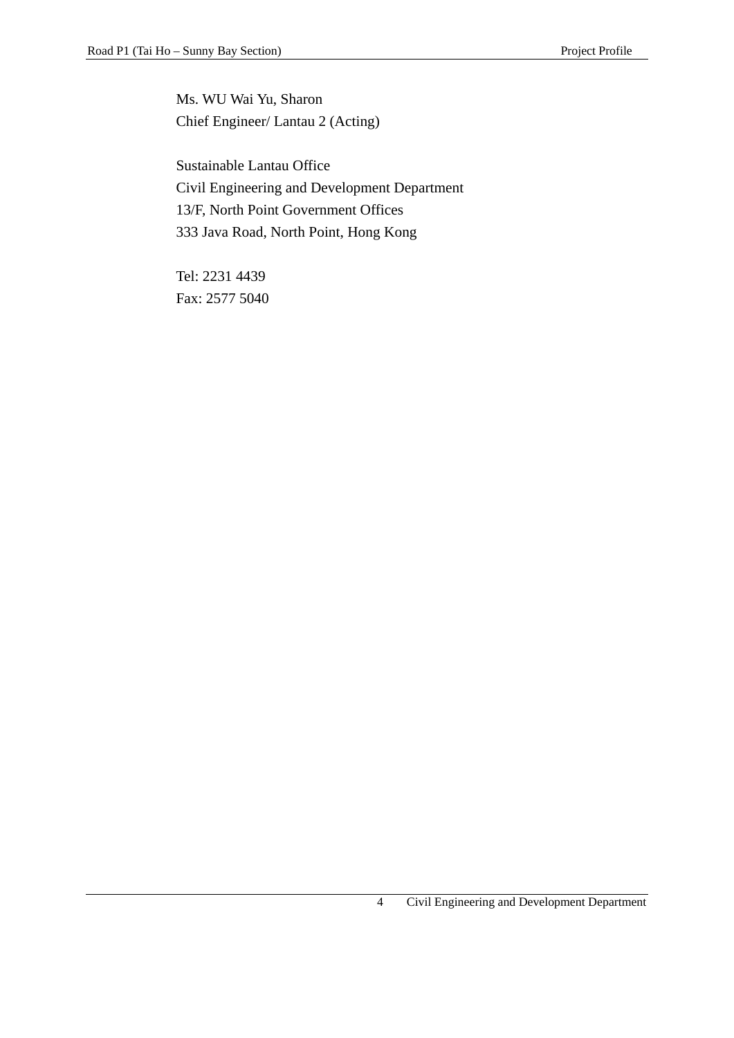Ms. WU Wai Yu, Sharon
Chief Engineer/ Lantau 2 (Acting)

Sustainable Lantau Office
Civil Engineering and Development Department
13/F, North Point Government Offices
333 Java Road, North Point, Hong Kong

Tel: 2231 4439
Fax: 2577 5040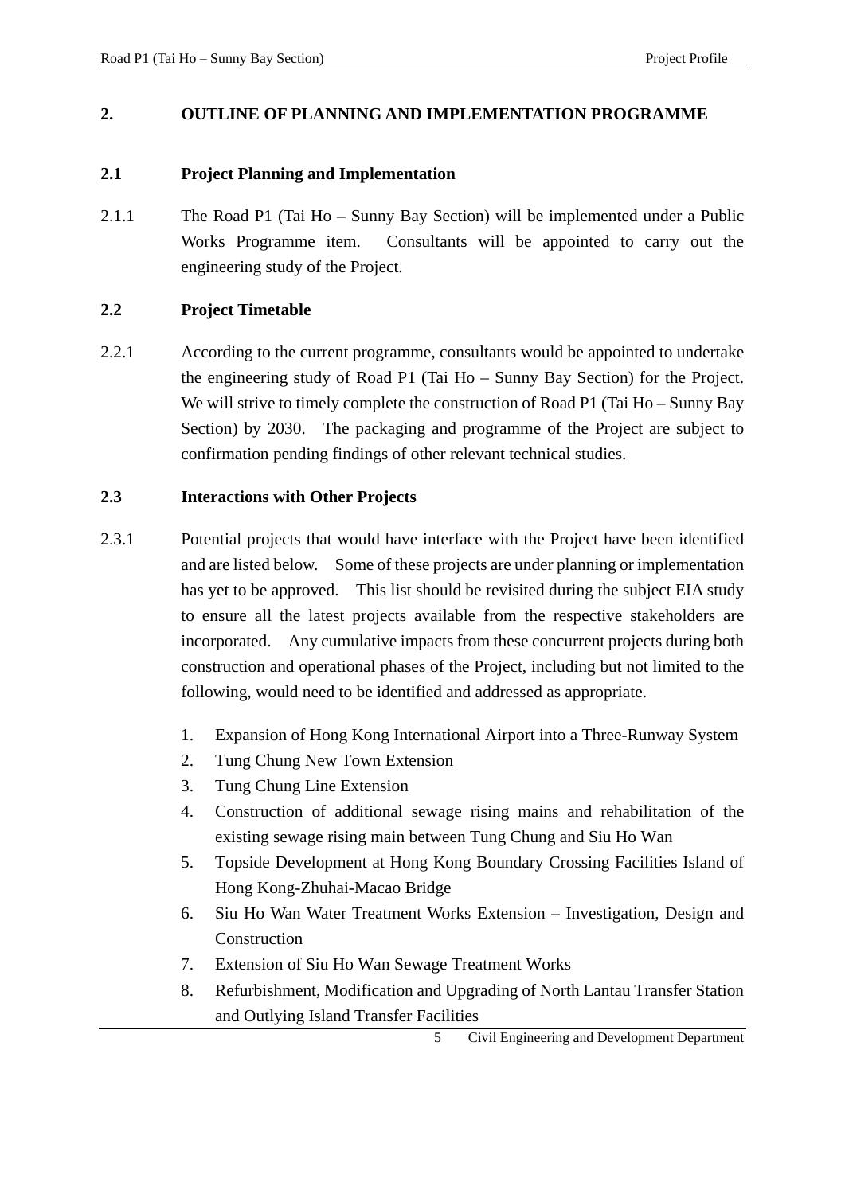## 2. OUTLINE OF PLANNING AND IMPLEMENTATION PROGRAMME

### 2.1 Project Planning and Implementation

2.1.1 The Road P1 (Tai Ho – Sunny Bay Section) will be implemented under a Public Works Programme item. Consultants will be appointed to carry out the engineering study of the Project.

### 2.2 Project Timetable

2.2.1 According to the current programme, consultants would be appointed to undertake the engineering study of Road P1 (Tai Ho – Sunny Bay Section) for the Project. We will strive to timely complete the construction of Road P1 (Tai Ho – Sunny Bay Section) by 2030. The packaging and programme of the Project are subject to confirmation pending findings of other relevant technical studies.

### 2.3 Interactions with Other Projects

2.3.1 Potential projects that would have interface with the Project have been identified and are listed below. Some of these projects are under planning or implementation has yet to be approved. This list should be revisited during the subject EIA study to ensure all the latest projects available from the respective stakeholders are incorporated. Any cumulative impacts from these concurrent projects during both construction and operational phases of the Project, including but not limited to the following, would need to be identified and addressed as appropriate.

1. Expansion of Hong Kong International Airport into a Three-Runway System
2. Tung Chung New Town Extension
3. Tung Chung Line Extension
4. Construction of additional sewage rising mains and rehabilitation of the existing sewage rising main between Tung Chung and Siu Ho Wan
5. Topside Development at Hong Kong Boundary Crossing Facilities Island of Hong Kong-Zhuhai-Macao Bridge
6. Siu Ho Wan Water Treatment Works Extension – Investigation, Design and Construction
7. Extension of Siu Ho Wan Sewage Treatment Works
8. Refurbishment, Modification and Upgrading of North Lantau Transfer Station and Outlying Island Transfer Facilities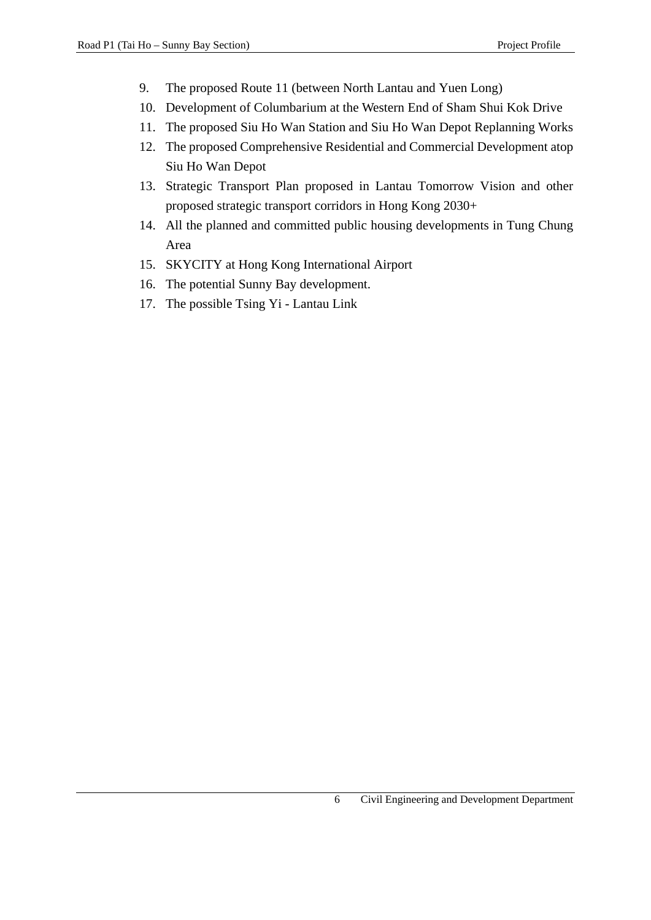9. The proposed Route 11 (between North Lantau and Yuen Long)
10. Development of Columbarium at the Western End of Sham Shui Kok Drive
11. The proposed Siu Ho Wan Station and Siu Ho Wan Depot Replanning Works
12. The proposed Comprehensive Residential and Commercial Development atop Siu Ho Wan Depot
13. Strategic Transport Plan proposed in Lantau Tomorrow Vision and other proposed strategic transport corridors in Hong Kong 2030+
14. All the planned and committed public housing developments in Tung Chung Area
15. SKYCITY at Hong Kong International Airport
16. The potential Sunny Bay development.
17. The possible Tsing Yi - Lantau Link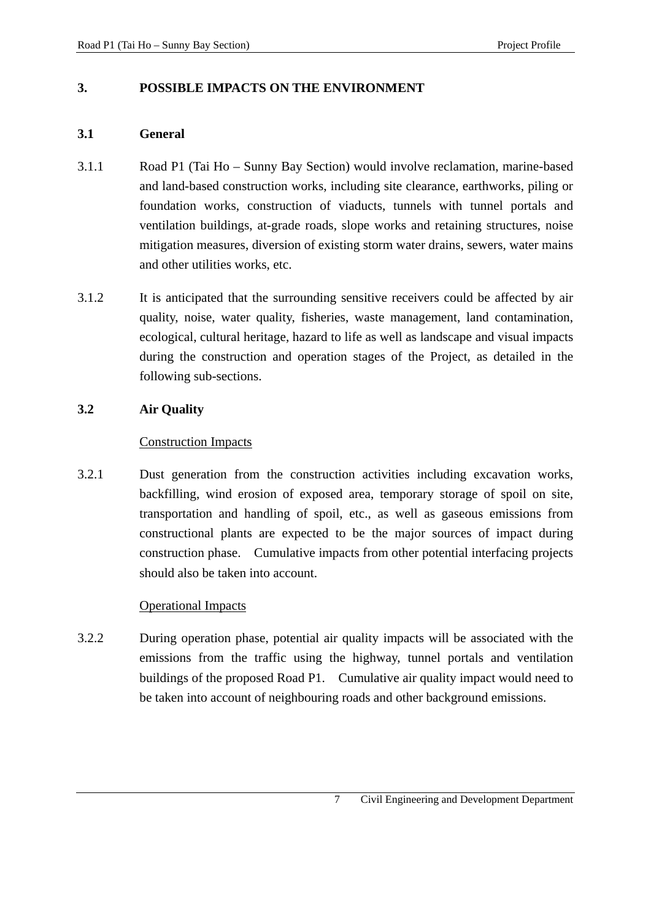## 3. POSSIBLE IMPACTS ON THE ENVIRONMENT

### 3.1 General

3.1.1 Road P1 (Tai Ho – Sunny Bay Section) would involve reclamation, marine-based and land-based construction works, including site clearance, earthworks, piling or foundation works, construction of viaducts, tunnels with tunnel portals and ventilation buildings, at-grade roads, slope works and retaining structures, noise mitigation measures, diversion of existing storm water drains, sewers, water mains and other utilities works, etc.

3.1.2 It is anticipated that the surrounding sensitive receivers could be affected by air quality, noise, water quality, fisheries, waste management, land contamination, ecological, cultural heritage, hazard to life as well as landscape and visual impacts during the construction and operation stages of the Project, as detailed in the following sub-sections.

### 3.2 Air Quality

<u>Construction Impacts</u>

3.2.1 Dust generation from the construction activities including excavation works, backfilling, wind erosion of exposed area, temporary storage of spoil on site, transportation and handling of spoil, etc., as well as gaseous emissions from constructional plants are expected to be the major sources of impact during construction phase. Cumulative impacts from other potential interfacing projects should also be taken into account.

<u>Operational Impacts</u>

3.2.2 During operation phase, potential air quality impacts will be associated with the emissions from the traffic using the highway, tunnel portals and ventilation buildings of the proposed Road P1. Cumulative air quality impact would need to be taken into account of neighbouring roads and other background emissions.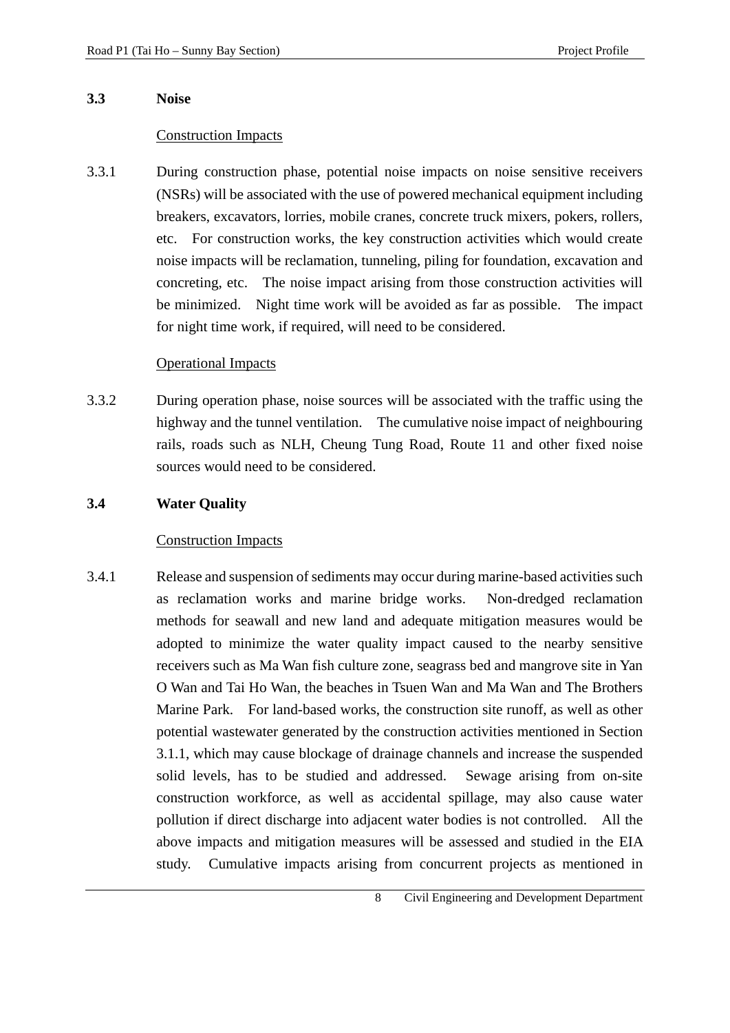### 3.3 Noise

Construction Impacts

3.3.1 During construction phase, potential noise impacts on noise sensitive receivers (NSRs) will be associated with the use of powered mechanical equipment including breakers, excavators, lorries, mobile cranes, concrete truck mixers, pokers, rollers, etc. For construction works, the key construction activities which would create noise impacts will be reclamation, tunneling, piling for foundation, excavation and concreting, etc. The noise impact arising from those construction activities will be minimized. Night time work will be avoided as far as possible. The impact for night time work, if required, will need to be considered.

Operational Impacts

3.3.2 During operation phase, noise sources will be associated with the traffic using the highway and the tunnel ventilation. The cumulative noise impact of neighbouring rails, roads such as NLH, Cheung Tung Road, Route 11 and other fixed noise sources would need to be considered.

### 3.4 Water Quality

Construction Impacts

3.4.1 Release and suspension of sediments may occur during marine-based activities such as reclamation works and marine bridge works. Non-dredged reclamation methods for seawall and new land and adequate mitigation measures would be adopted to minimize the water quality impact caused to the nearby sensitive receivers such as Ma Wan fish culture zone, seagrass bed and mangrove site in Yan O Wan and Tai Ho Wan, the beaches in Tsuen Wan and Ma Wan and The Brothers Marine Park. For land-based works, the construction site runoff, as well as other potential wastewater generated by the construction activities mentioned in Section 3.1.1, which may cause blockage of drainage channels and increase the suspended solid levels, has to be studied and addressed. Sewage arising from on-site construction workforce, as well as accidental spillage, may also cause water pollution if direct discharge into adjacent water bodies is not controlled. All the above impacts and mitigation measures will be assessed and studied in the EIA study. Cumulative impacts arising from concurrent projects as mentioned in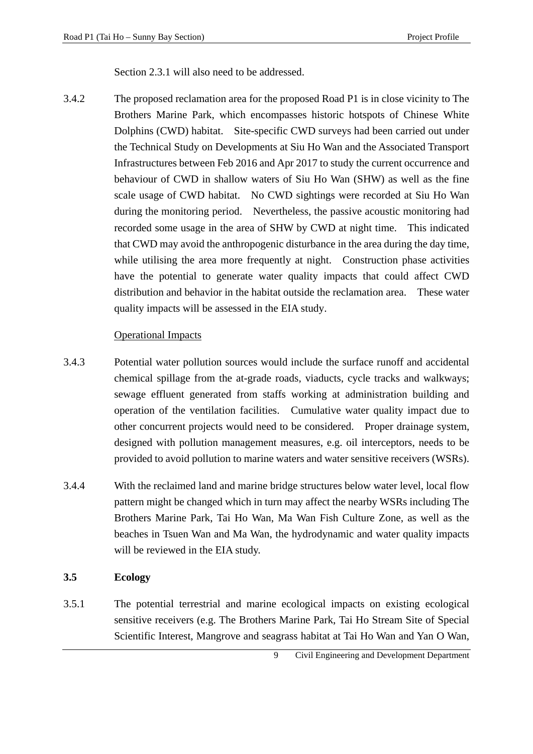Section 2.3.1 will also need to be addressed.

3.4.2 The proposed reclamation area for the proposed Road P1 is in close vicinity to The Brothers Marine Park, which encompasses historic hotspots of Chinese White Dolphins (CWD) habitat. Site-specific CWD surveys had been carried out under the Technical Study on Developments at Siu Ho Wan and the Associated Transport Infrastructures between Feb 2016 and Apr 2017 to study the current occurrence and behaviour of CWD in shallow waters of Siu Ho Wan (SHW) as well as the fine scale usage of CWD habitat. No CWD sightings were recorded at Siu Ho Wan during the monitoring period. Nevertheless, the passive acoustic monitoring had recorded some usage in the area of SHW by CWD at night time. This indicated that CWD may avoid the anthropogenic disturbance in the area during the day time, while utilising the area more frequently at night. Construction phase activities have the potential to generate water quality impacts that could affect CWD distribution and behavior in the habitat outside the reclamation area. These water quality impacts will be assessed in the EIA study.

<u>Operational Impacts</u>

3.4.3 Potential water pollution sources would include the surface runoff and accidental chemical spillage from the at-grade roads, viaducts, cycle tracks and walkways; sewage effluent generated from staffs working at administration building and operation of the ventilation facilities. Cumulative water quality impact due to other concurrent projects would need to be considered. Proper drainage system, designed with pollution management measures, e.g. oil interceptors, needs to be provided to avoid pollution to marine waters and water sensitive receivers (WSRs).

3.4.4 With the reclaimed land and marine bridge structures below water level, local flow pattern might be changed which in turn may affect the nearby WSRs including The Brothers Marine Park, Tai Ho Wan, Ma Wan Fish Culture Zone, as well as the beaches in Tsuen Wan and Ma Wan, the hydrodynamic and water quality impacts will be reviewed in the EIA study.

### 3.5 Ecology

3.5.1 The potential terrestrial and marine ecological impacts on existing ecological sensitive receivers (e.g. The Brothers Marine Park, Tai Ho Stream Site of Special Scientific Interest, Mangrove and seagrass habitat at Tai Ho Wan and Yan O Wan,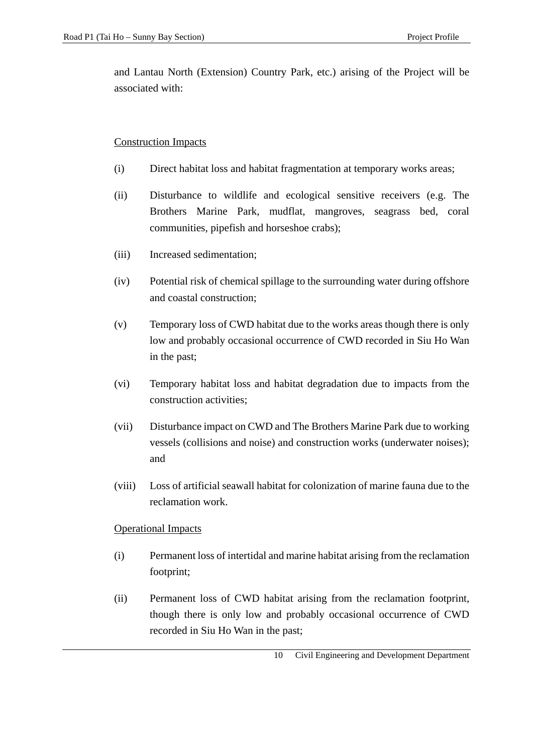and Lantau North (Extension) Country Park, etc.) arising of the Project will be associated with:

Construction Impacts

(i) Direct habitat loss and habitat fragmentation at temporary works areas;

(ii) Disturbance to wildlife and ecological sensitive receivers (e.g. The Brothers Marine Park, mudflat, mangroves, seagrass bed, coral communities, pipefish and horseshoe crabs);

(iii) Increased sedimentation;

(iv) Potential risk of chemical spillage to the surrounding water during offshore and coastal construction;

(v) Temporary loss of CWD habitat due to the works areas though there is only low and probably occasional occurrence of CWD recorded in Siu Ho Wan in the past;

(vi) Temporary habitat loss and habitat degradation due to impacts from the construction activities;

(vii) Disturbance impact on CWD and The Brothers Marine Park due to working vessels (collisions and noise) and construction works (underwater noises); and

(viii) Loss of artificial seawall habitat for colonization of marine fauna due to the reclamation work.

Operational Impacts

(i) Permanent loss of intertidal and marine habitat arising from the reclamation footprint;

(ii) Permanent loss of CWD habitat arising from the reclamation footprint, though there is only low and probably occasional occurrence of CWD recorded in Siu Ho Wan in the past;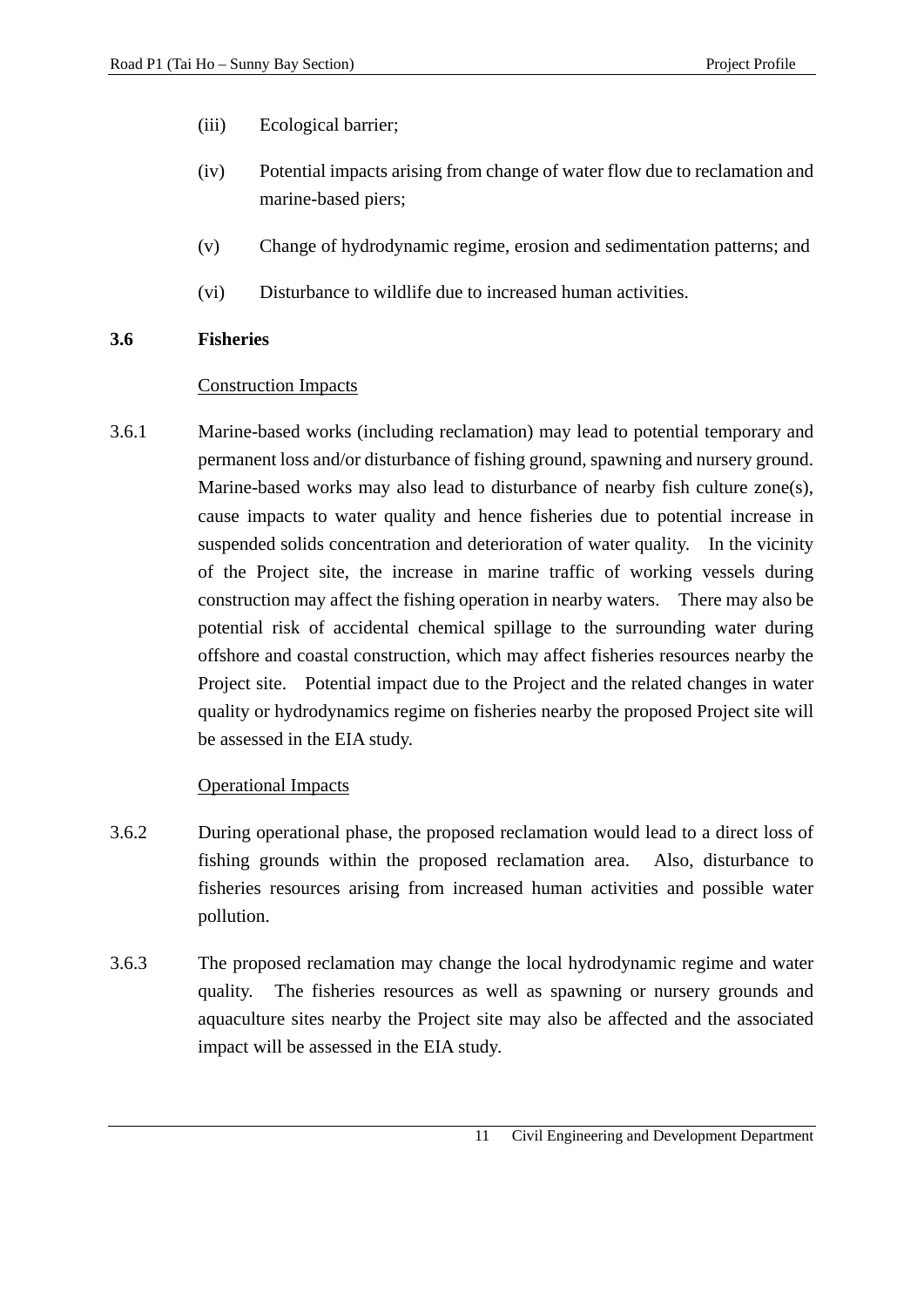(iii) Ecological barrier;

(iv) Potential impacts arising from change of water flow due to reclamation and marine-based piers;

(v) Change of hydrodynamic regime, erosion and sedimentation patterns; and

(vi) Disturbance to wildlife due to increased human activities.

### 3.6 Fisheries

<u>Construction Impacts</u>

3.6.1 Marine-based works (including reclamation) may lead to potential temporary and permanent loss and/or disturbance of fishing ground, spawning and nursery ground. Marine-based works may also lead to disturbance of nearby fish culture zone(s), cause impacts to water quality and hence fisheries due to potential increase in suspended solids concentration and deterioration of water quality. In the vicinity of the Project site, the increase in marine traffic of working vessels during construction may affect the fishing operation in nearby waters. There may also be potential risk of accidental chemical spillage to the surrounding water during offshore and coastal construction, which may affect fisheries resources nearby the Project site. Potential impact due to the Project and the related changes in water quality or hydrodynamics regime on fisheries nearby the proposed Project site will be assessed in the EIA study.

<u>Operational Impacts</u>

3.6.2 During operational phase, the proposed reclamation would lead to a direct loss of fishing grounds within the proposed reclamation area. Also, disturbance to fisheries resources arising from increased human activities and possible water pollution.

3.6.3 The proposed reclamation may change the local hydrodynamic regime and water quality. The fisheries resources as well as spawning or nursery grounds and aquaculture sites nearby the Project site may also be affected and the associated impact will be assessed in the EIA study.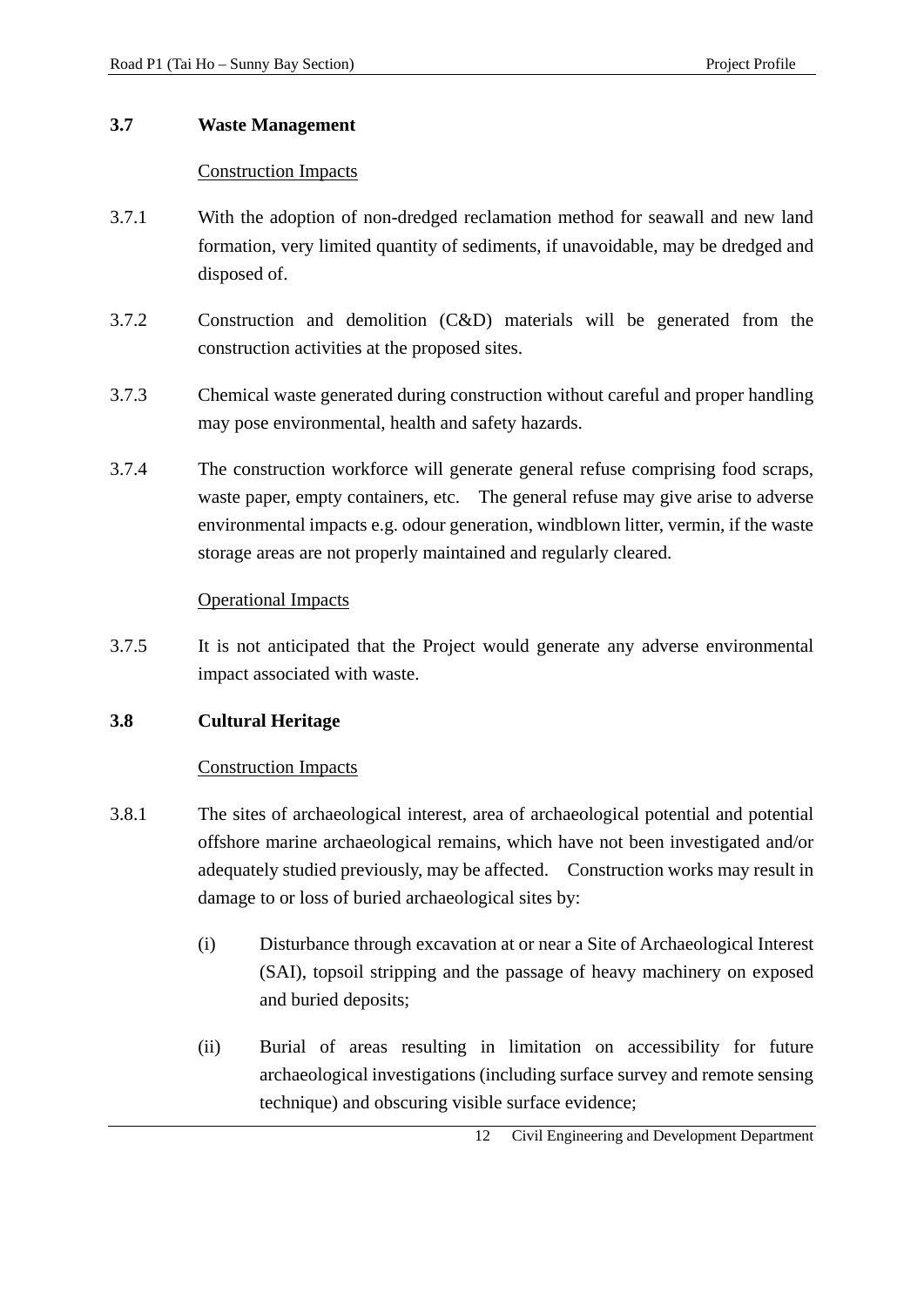### 3.7 Waste Management

Construction Impacts

3.7.1 With the adoption of non-dredged reclamation method for seawall and new land formation, very limited quantity of sediments, if unavoidable, may be dredged and disposed of.

3.7.2 Construction and demolition (C&D) materials will be generated from the construction activities at the proposed sites.

3.7.3 Chemical waste generated during construction without careful and proper handling may pose environmental, health and safety hazards.

3.7.4 The construction workforce will generate general refuse comprising food scraps, waste paper, empty containers, etc. The general refuse may give arise to adverse environmental impacts e.g. odour generation, windblown litter, vermin, if the waste storage areas are not properly maintained and regularly cleared.

Operational Impacts

3.7.5 It is not anticipated that the Project would generate any adverse environmental impact associated with waste.

### 3.8 Cultural Heritage

Construction Impacts

3.8.1 The sites of archaeological interest, area of archaeological potential and potential offshore marine archaeological remains, which have not been investigated and/or adequately studied previously, may be affected. Construction works may result in damage to or loss of buried archaeological sites by:

(i) Disturbance through excavation at or near a Site of Archaeological Interest (SAI), topsoil stripping and the passage of heavy machinery on exposed and buried deposits;

(ii) Burial of areas resulting in limitation on accessibility for future archaeological investigations (including surface survey and remote sensing technique) and obscuring visible surface evidence;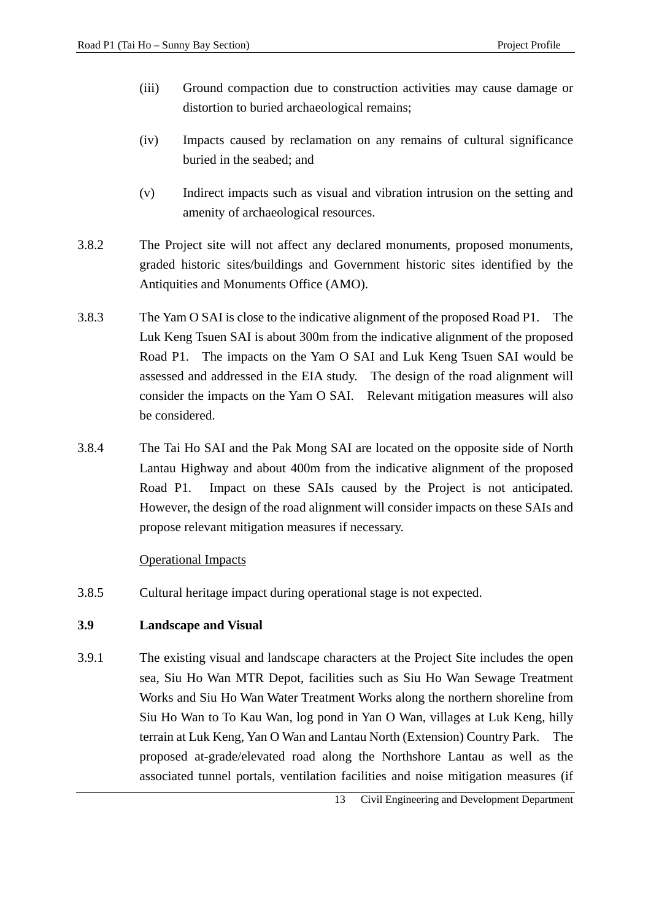(iii) Ground compaction due to construction activities may cause damage or distortion to buried archaeological remains;

(iv) Impacts caused by reclamation on any remains of cultural significance buried in the seabed; and

(v) Indirect impacts such as visual and vibration intrusion on the setting and amenity of archaeological resources.

3.8.2 The Project site will not affect any declared monuments, proposed monuments, graded historic sites/buildings and Government historic sites identified by the Antiquities and Monuments Office (AMO).

3.8.3 The Yam O SAI is close to the indicative alignment of the proposed Road P1. The Luk Keng Tsuen SAI is about 300m from the indicative alignment of the proposed Road P1. The impacts on the Yam O SAI and Luk Keng Tsuen SAI would be assessed and addressed in the EIA study. The design of the road alignment will consider the impacts on the Yam O SAI. Relevant mitigation measures will also be considered.

3.8.4 The Tai Ho SAI and the Pak Mong SAI are located on the opposite side of North Lantau Highway and about 400m from the indicative alignment of the proposed Road P1. Impact on these SAIs caused by the Project is not anticipated. However, the design of the road alignment will consider impacts on these SAIs and propose relevant mitigation measures if necessary.

<u>Operational Impacts</u>

3.8.5 Cultural heritage impact during operational stage is not expected.

### 3.9 Landscape and Visual

3.9.1 The existing visual and landscape characters at the Project Site includes the open sea, Siu Ho Wan MTR Depot, facilities such as Siu Ho Wan Sewage Treatment Works and Siu Ho Wan Water Treatment Works along the northern shoreline from Siu Ho Wan to To Kau Wan, log pond in Yan O Wan, villages at Luk Keng, hilly terrain at Luk Keng, Yan O Wan and Lantau North (Extension) Country Park. The proposed at-grade/elevated road along the Northshore Lantau as well as the associated tunnel portals, ventilation facilities and noise mitigation measures (if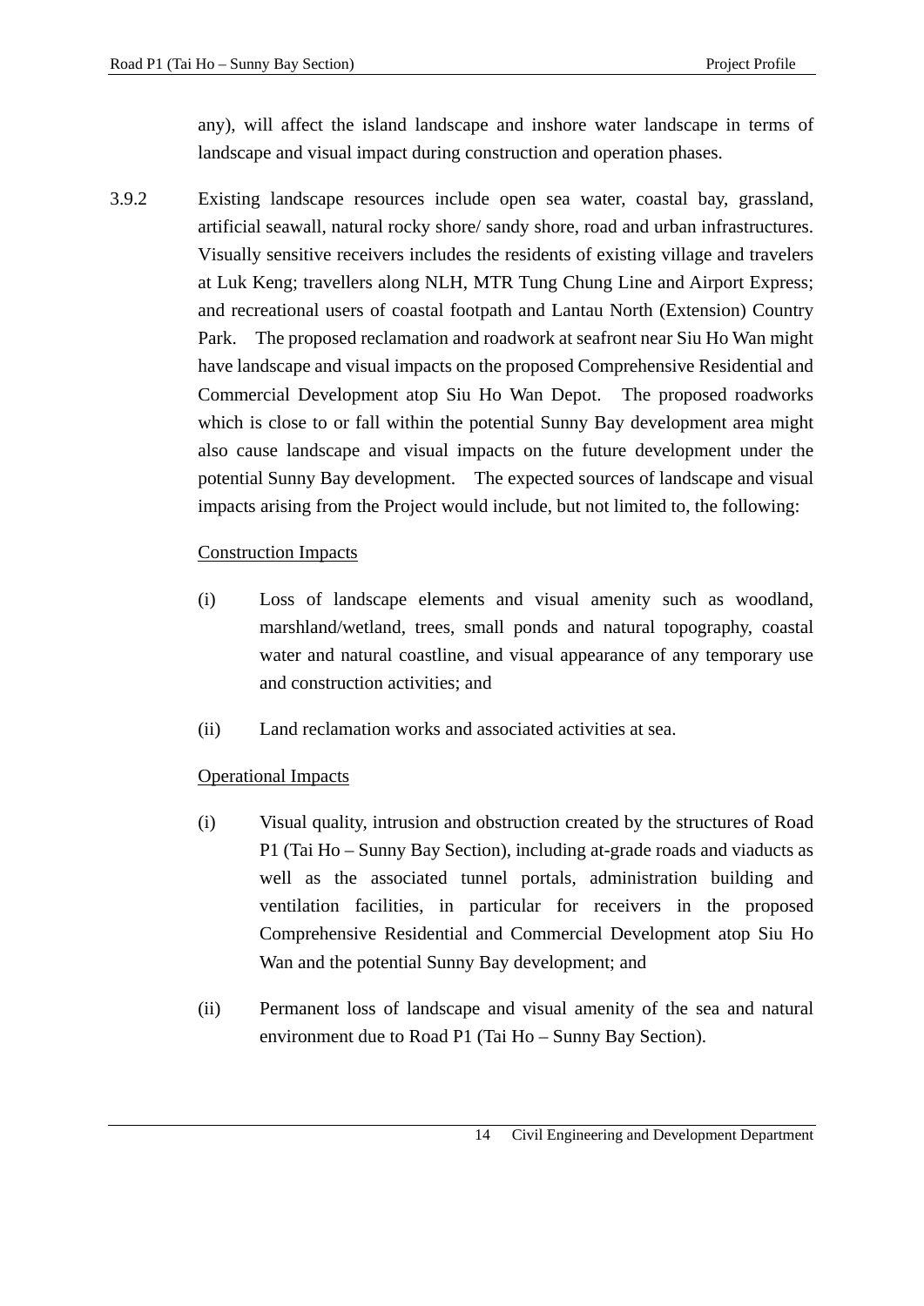any), will affect the island landscape and inshore water landscape in terms of landscape and visual impact during construction and operation phases.

3.9.2 Existing landscape resources include open sea water, coastal bay, grassland, artificial seawall, natural rocky shore/ sandy shore, road and urban infrastructures. Visually sensitive receivers includes the residents of existing village and travelers at Luk Keng; travellers along NLH, MTR Tung Chung Line and Airport Express; and recreational users of coastal footpath and Lantau North (Extension) Country Park. The proposed reclamation and roadwork at seafront near Siu Ho Wan might have landscape and visual impacts on the proposed Comprehensive Residential and Commercial Development atop Siu Ho Wan Depot. The proposed roadworks which is close to or fall within the potential Sunny Bay development area might also cause landscape and visual impacts on the future development under the potential Sunny Bay development. The expected sources of landscape and visual impacts arising from the Project would include, but not limited to, the following:

<u>Construction Impacts</u>

(i) Loss of landscape elements and visual amenity such as woodland, marshland/wetland, trees, small ponds and natural topography, coastal water and natural coastline, and visual appearance of any temporary use and construction activities; and

(ii) Land reclamation works and associated activities at sea.

<u>Operational Impacts</u>

(i) Visual quality, intrusion and obstruction created by the structures of Road P1 (Tai Ho – Sunny Bay Section), including at-grade roads and viaducts as well as the associated tunnel portals, administration building and ventilation facilities, in particular for receivers in the proposed Comprehensive Residential and Commercial Development atop Siu Ho Wan and the potential Sunny Bay development; and

(ii) Permanent loss of landscape and visual amenity of the sea and natural environment due to Road P1 (Tai Ho – Sunny Bay Section).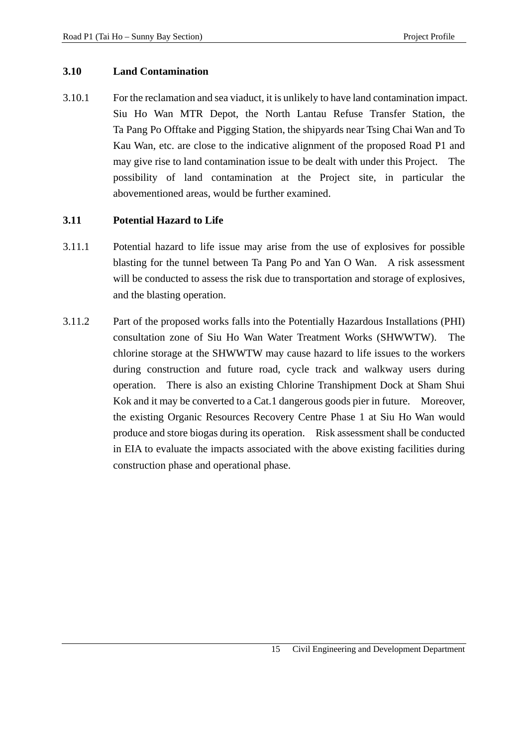### 3.10 Land Contamination

3.10.1 For the reclamation and sea viaduct, it is unlikely to have land contamination impact. Siu Ho Wan MTR Depot, the North Lantau Refuse Transfer Station, the Ta Pang Po Offtake and Pigging Station, the shipyards near Tsing Chai Wan and To Kau Wan, etc. are close to the indicative alignment of the proposed Road P1 and may give rise to land contamination issue to be dealt with under this Project. The possibility of land contamination at the Project site, in particular the abovementioned areas, would be further examined.

### 3.11 Potential Hazard to Life

3.11.1 Potential hazard to life issue may arise from the use of explosives for possible blasting for the tunnel between Ta Pang Po and Yan O Wan. A risk assessment will be conducted to assess the risk due to transportation and storage of explosives, and the blasting operation.

3.11.2 Part of the proposed works falls into the Potentially Hazardous Installations (PHI) consultation zone of Siu Ho Wan Water Treatment Works (SHWWTW). The chlorine storage at the SHWWTW may cause hazard to life issues to the workers during construction and future road, cycle track and walkway users during operation. There is also an existing Chlorine Transhipment Dock at Sham Shui Kok and it may be converted to a Cat.1 dangerous goods pier in future. Moreover, the existing Organic Resources Recovery Centre Phase 1 at Siu Ho Wan would produce and store biogas during its operation. Risk assessment shall be conducted in EIA to evaluate the impacts associated with the above existing facilities during construction phase and operational phase.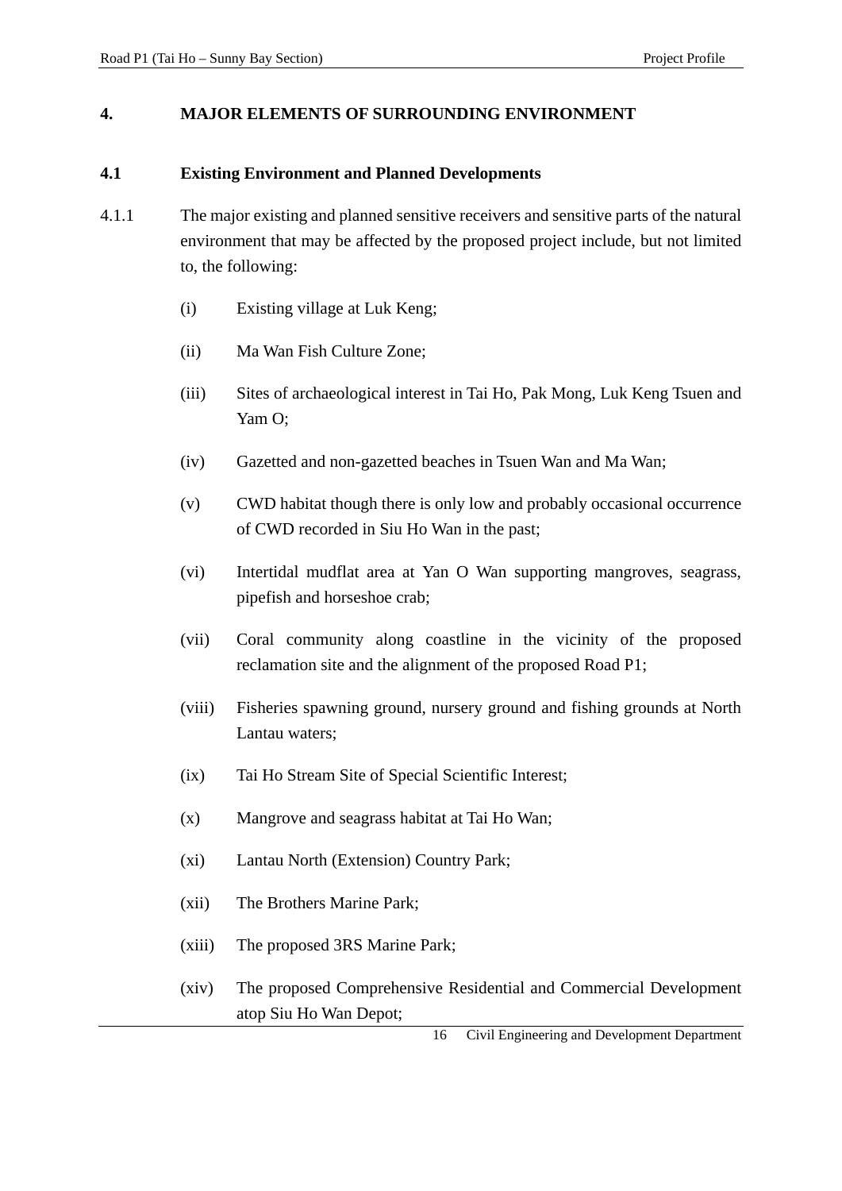# 4. MAJOR ELEMENTS OF SURROUNDING ENVIRONMENT

## 4.1 Existing Environment and Planned Developments

4.1.1 The major existing and planned sensitive receivers and sensitive parts of the natural environment that may be affected by the proposed project include, but not limited to, the following:

(i) Existing village at Luk Keng;

(ii) Ma Wan Fish Culture Zone;

(iii) Sites of archaeological interest in Tai Ho, Pak Mong, Luk Keng Tsuen and Yam O;

(iv) Gazetted and non-gazetted beaches in Tsuen Wan and Ma Wan;

(v) CWD habitat though there is only low and probably occasional occurrence of CWD recorded in Siu Ho Wan in the past;

(vi) Intertidal mudflat area at Yan O Wan supporting mangroves, seagrass, pipefish and horseshoe crab;

(vii) Coral community along coastline in the vicinity of the proposed reclamation site and the alignment of the proposed Road P1;

(viii) Fisheries spawning ground, nursery ground and fishing grounds at North Lantau waters;

(ix) Tai Ho Stream Site of Special Scientific Interest;

(x) Mangrove and seagrass habitat at Tai Ho Wan;

(xi) Lantau North (Extension) Country Park;

(xii) The Brothers Marine Park;

(xiii) The proposed 3RS Marine Park;

(xiv) The proposed Comprehensive Residential and Commercial Development atop Siu Ho Wan Depot;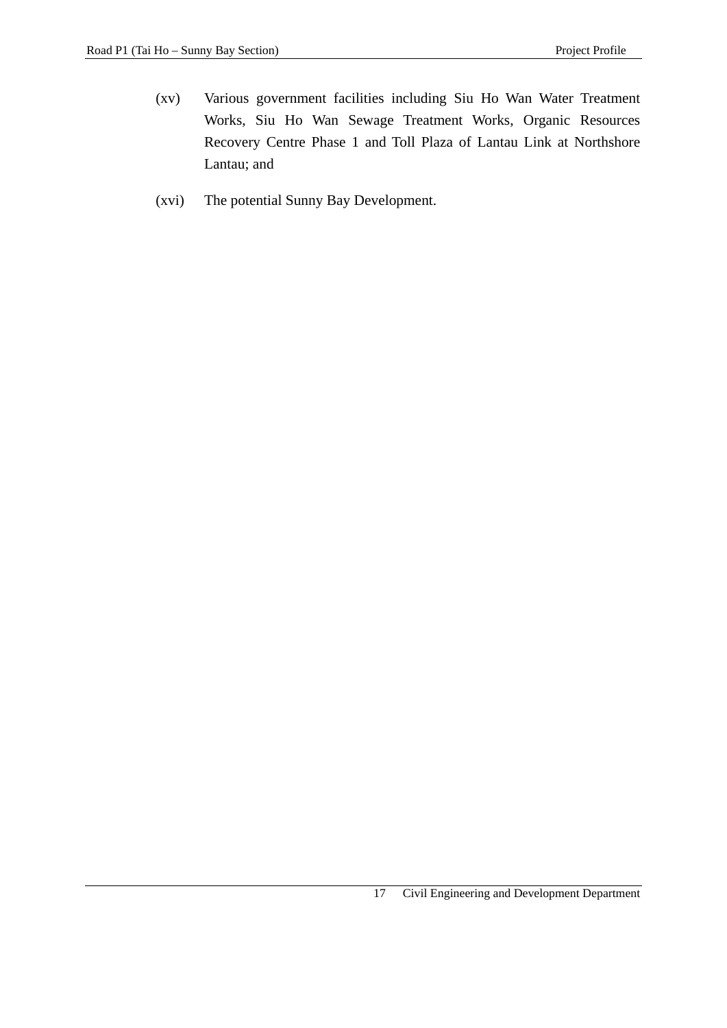(xv) Various government facilities including Siu Ho Wan Water Treatment Works, Siu Ho Wan Sewage Treatment Works, Organic Resources Recovery Centre Phase 1 and Toll Plaza of Lantau Link at Northshore Lantau; and

(xvi) The potential Sunny Bay Development.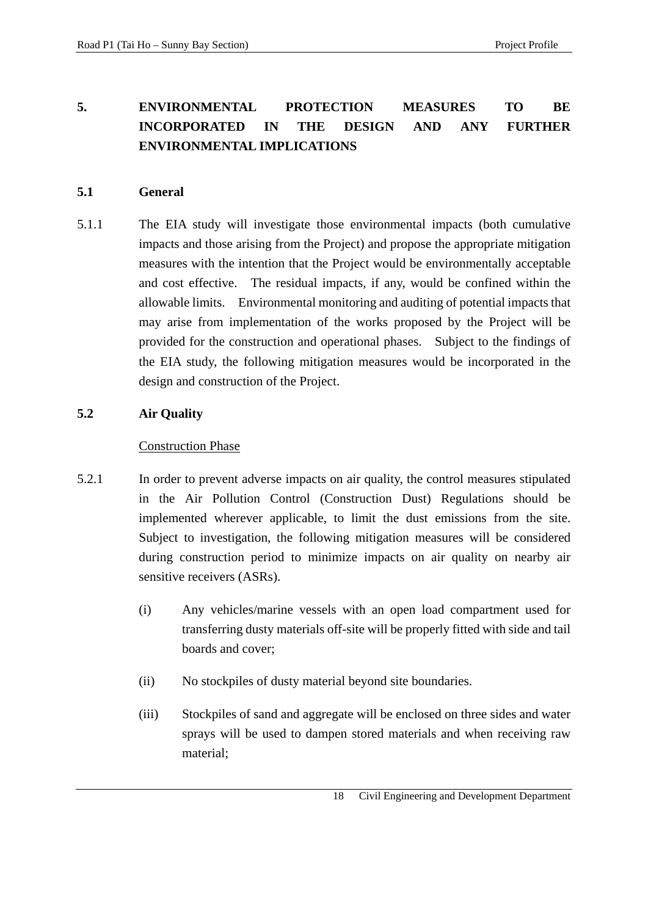# 5. ENVIRONMENTAL PROTECTION MEASURES TO BE INCORPORATED IN THE DESIGN AND ANY FURTHER ENVIRONMENTAL IMPLICATIONS

## 5.1 General

5.1.1 The EIA study will investigate those environmental impacts (both cumulative impacts and those arising from the Project) and propose the appropriate mitigation measures with the intention that the Project would be environmentally acceptable and cost effective. The residual impacts, if any, would be confined within the allowable limits. Environmental monitoring and auditing of potential impacts that may arise from implementation of the works proposed by the Project will be provided for the construction and operational phases. Subject to the findings of the EIA study, the following mitigation measures would be incorporated in the design and construction of the Project.

## 5.2 Air Quality

<u>Construction Phase</u>

5.2.1 In order to prevent adverse impacts on air quality, the control measures stipulated in the Air Pollution Control (Construction Dust) Regulations should be implemented wherever applicable, to limit the dust emissions from the site. Subject to investigation, the following mitigation measures will be considered during construction period to minimize impacts on air quality on nearby air sensitive receivers (ASRs).

(i) Any vehicles/marine vessels with an open load compartment used for transferring dusty materials off-site will be properly fitted with side and tail boards and cover;

(ii) No stockpiles of dusty material beyond site boundaries.

(iii) Stockpiles of sand and aggregate will be enclosed on three sides and water sprays will be used to dampen stored materials and when receiving raw material;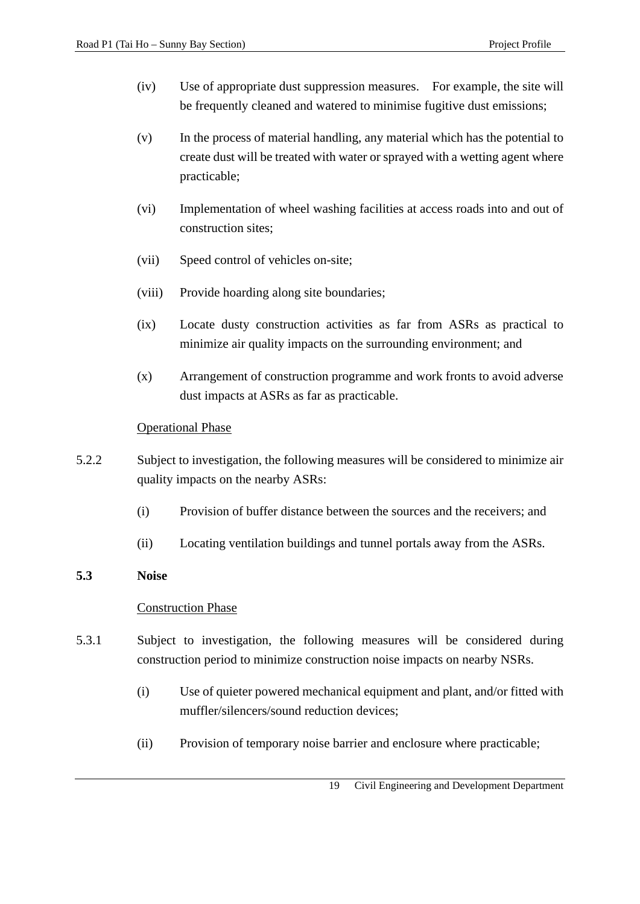(iv) Use of appropriate dust suppression measures. For example, the site will be frequently cleaned and watered to minimise fugitive dust emissions;

(v) In the process of material handling, any material which has the potential to create dust will be treated with water or sprayed with a wetting agent where practicable;

(vi) Implementation of wheel washing facilities at access roads into and out of construction sites;

(vii) Speed control of vehicles on-site;

(viii) Provide hoarding along site boundaries;

(ix) Locate dusty construction activities as far from ASRs as practical to minimize air quality impacts on the surrounding environment; and

(x) Arrangement of construction programme and work fronts to avoid adverse dust impacts at ASRs as far as practicable.

<u>Operational Phase</u>

5.2.2 Subject to investigation, the following measures will be considered to minimize air quality impacts on the nearby ASRs:

(i) Provision of buffer distance between the sources and the receivers; and

(ii) Locating ventilation buildings and tunnel portals away from the ASRs.

## 5.3 Noise

<u>Construction Phase</u>

5.3.1 Subject to investigation, the following measures will be considered during construction period to minimize construction noise impacts on nearby NSRs.

(i) Use of quieter powered mechanical equipment and plant, and/or fitted with muffler/silencers/sound reduction devices;

(ii) Provision of temporary noise barrier and enclosure where practicable;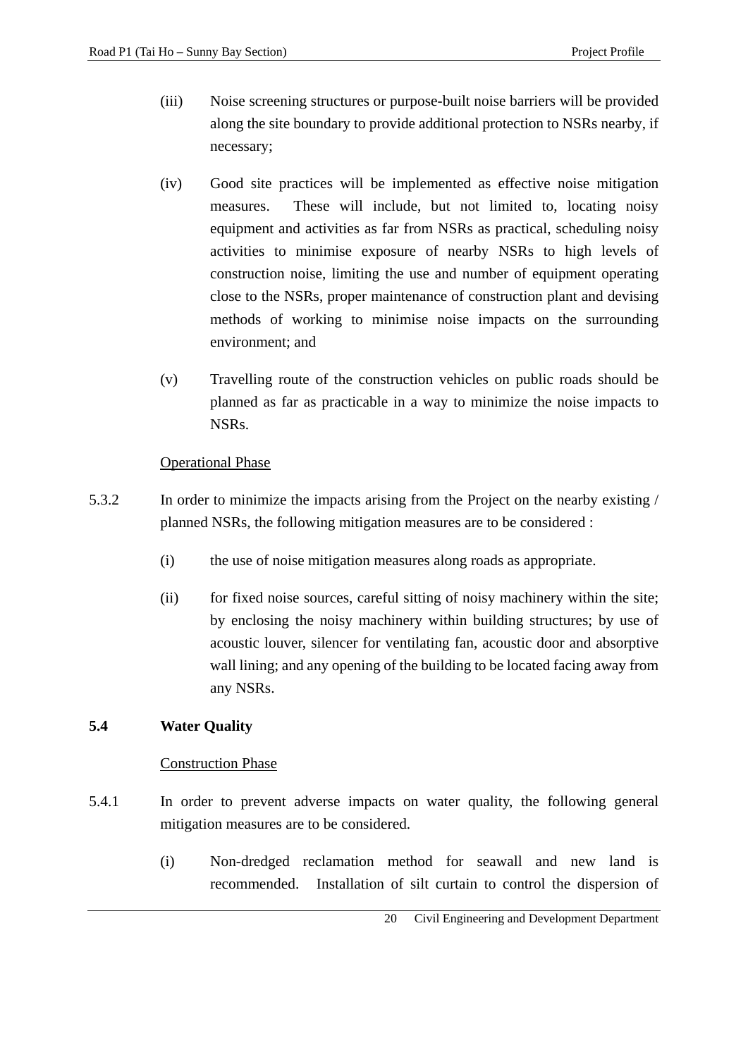(iii) Noise screening structures or purpose-built noise barriers will be provided along the site boundary to provide additional protection to NSRs nearby, if necessary;

(iv) Good site practices will be implemented as effective noise mitigation measures. These will include, but not limited to, locating noisy equipment and activities as far from NSRs as practical, scheduling noisy activities to minimise exposure of nearby NSRs to high levels of construction noise, limiting the use and number of equipment operating close to the NSRs, proper maintenance of construction plant and devising methods of working to minimise noise impacts on the surrounding environment; and

(v) Travelling route of the construction vehicles on public roads should be planned as far as practicable in a way to minimize the noise impacts to NSRs.

<u>Operational Phase</u>

5.3.2 In order to minimize the impacts arising from the Project on the nearby existing / planned NSRs, the following mitigation measures are to be considered :

(i) the use of noise mitigation measures along roads as appropriate.

(ii) for fixed noise sources, careful sitting of noisy machinery within the site; by enclosing the noisy machinery within building structures; by use of acoustic louver, silencer for ventilating fan, acoustic door and absorptive wall lining; and any opening of the building to be located facing away from any NSRs.

## 5.4 Water Quality

<u>Construction Phase</u>

5.4.1 In order to prevent adverse impacts on water quality, the following general mitigation measures are to be considered.

(i) Non-dredged reclamation method for seawall and new land is recommended. Installation of silt curtain to control the dispersion of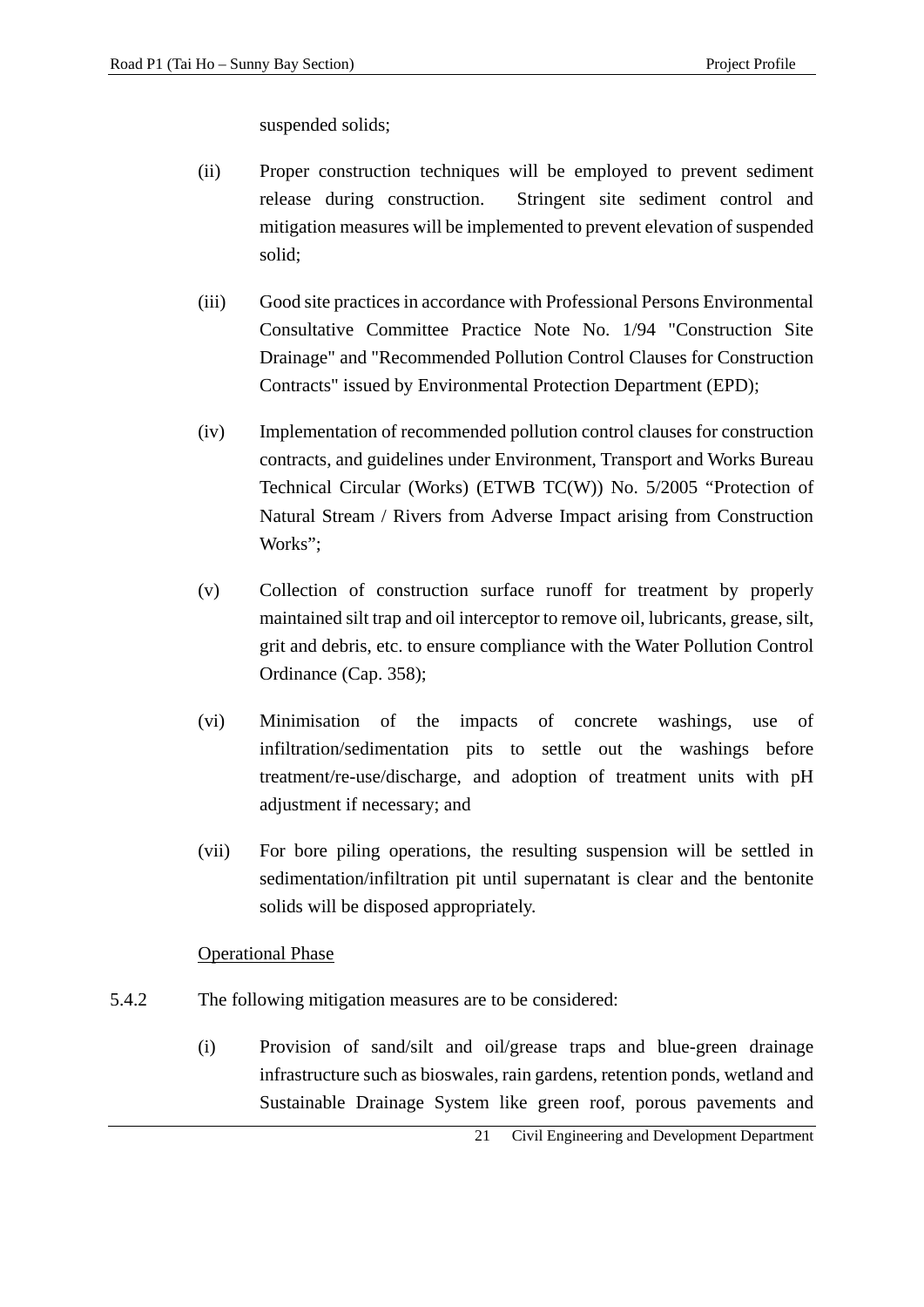suspended solids;

(ii) Proper construction techniques will be employed to prevent sediment release during construction. Stringent site sediment control and mitigation measures will be implemented to prevent elevation of suspended solid;

(iii) Good site practices in accordance with Professional Persons Environmental Consultative Committee Practice Note No. 1/94 "Construction Site Drainage" and "Recommended Pollution Control Clauses for Construction Contracts" issued by Environmental Protection Department (EPD);

(iv) Implementation of recommended pollution control clauses for construction contracts, and guidelines under Environment, Transport and Works Bureau Technical Circular (Works) (ETWB TC(W)) No. 5/2005 "Protection of Natural Stream / Rivers from Adverse Impact arising from Construction Works";

(v) Collection of construction surface runoff for treatment by properly maintained silt trap and oil interceptor to remove oil, lubricants, grease, silt, grit and debris, etc. to ensure compliance with the Water Pollution Control Ordinance (Cap. 358);

(vi) Minimisation of the impacts of concrete washings, use of infiltration/sedimentation pits to settle out the washings before treatment/re-use/discharge, and adoption of treatment units with pH adjustment if necessary; and

(vii) For bore piling operations, the resulting suspension will be settled in sedimentation/infiltration pit until supernatant is clear and the bentonite solids will be disposed appropriately.

<u>Operational Phase</u>

5.4.2 The following mitigation measures are to be considered:

(i) Provision of sand/silt and oil/grease traps and blue-green drainage infrastructure such as bioswales, rain gardens, retention ponds, wetland and Sustainable Drainage System like green roof, porous pavements and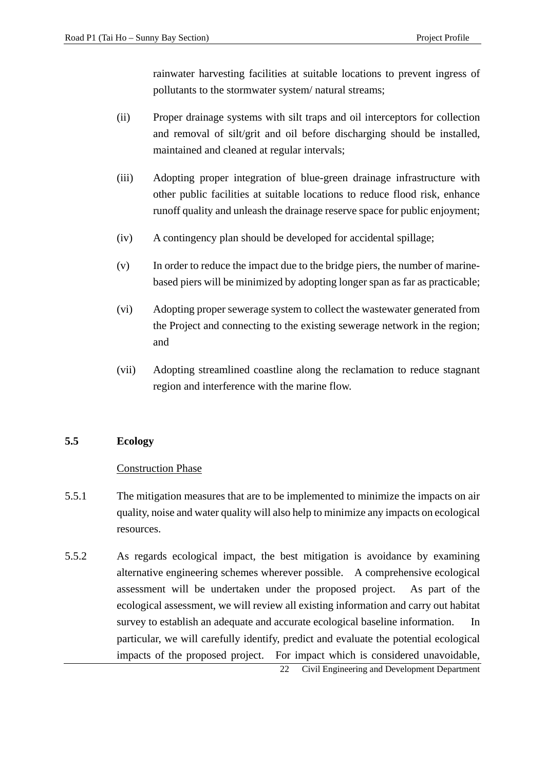rainwater harvesting facilities at suitable locations to prevent ingress of pollutants to the stormwater system/ natural streams;

(ii) Proper drainage systems with silt traps and oil interceptors for collection and removal of silt/grit and oil before discharging should be installed, maintained and cleaned at regular intervals;

(iii) Adopting proper integration of blue-green drainage infrastructure with other public facilities at suitable locations to reduce flood risk, enhance runoff quality and unleash the drainage reserve space for public enjoyment;

(iv) A contingency plan should be developed for accidental spillage;

(v) In order to reduce the impact due to the bridge piers, the number of marine-based piers will be minimized by adopting longer span as far as practicable;

(vi) Adopting proper sewerage system to collect the wastewater generated from the Project and connecting to the existing sewerage network in the region; and

(vii) Adopting streamlined coastline along the reclamation to reduce stagnant region and interference with the marine flow.

## 5.5 Ecology

Construction Phase

5.5.1 The mitigation measures that are to be implemented to minimize the impacts on air quality, noise and water quality will also help to minimize any impacts on ecological resources.

5.5.2 As regards ecological impact, the best mitigation is avoidance by examining alternative engineering schemes wherever possible. A comprehensive ecological assessment will be undertaken under the proposed project. As part of the ecological assessment, we will review all existing information and carry out habitat survey to establish an adequate and accurate ecological baseline information. In particular, we will carefully identify, predict and evaluate the potential ecological impacts of the proposed project. For impact which is considered unavoidable,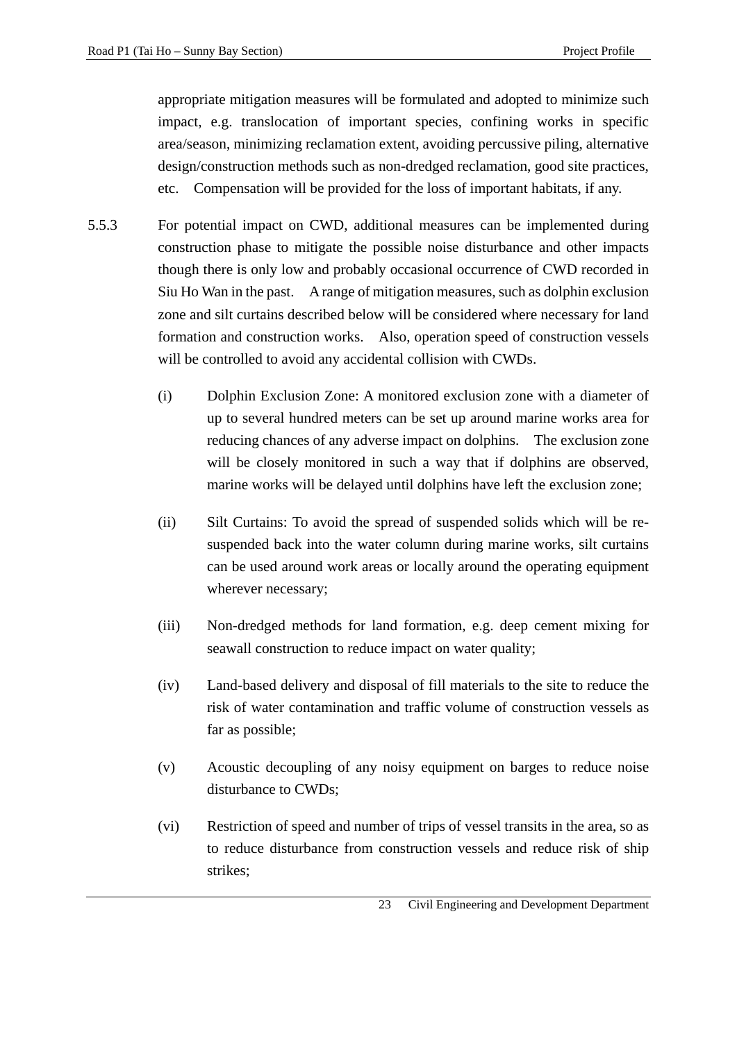appropriate mitigation measures will be formulated and adopted to minimize such impact, e.g. translocation of important species, confining works in specific area/season, minimizing reclamation extent, avoiding percussive piling, alternative design/construction methods such as non-dredged reclamation, good site practices, etc. Compensation will be provided for the loss of important habitats, if any.

5.5.3 For potential impact on CWD, additional measures can be implemented during construction phase to mitigate the possible noise disturbance and other impacts though there is only low and probably occasional occurrence of CWD recorded in Siu Ho Wan in the past. A range of mitigation measures, such as dolphin exclusion zone and silt curtains described below will be considered where necessary for land formation and construction works. Also, operation speed of construction vessels will be controlled to avoid any accidental collision with CWDs.

(i) Dolphin Exclusion Zone: A monitored exclusion zone with a diameter of up to several hundred meters can be set up around marine works area for reducing chances of any adverse impact on dolphins. The exclusion zone will be closely monitored in such a way that if dolphins are observed, marine works will be delayed until dolphins have left the exclusion zone;

(ii) Silt Curtains: To avoid the spread of suspended solids which will be re-suspended back into the water column during marine works, silt curtains can be used around work areas or locally around the operating equipment wherever necessary;

(iii) Non-dredged methods for land formation, e.g. deep cement mixing for seawall construction to reduce impact on water quality;

(iv) Land-based delivery and disposal of fill materials to the site to reduce the risk of water contamination and traffic volume of construction vessels as far as possible;

(v) Acoustic decoupling of any noisy equipment on barges to reduce noise disturbance to CWDs;

(vi) Restriction of speed and number of trips of vessel transits in the area, so as to reduce disturbance from construction vessels and reduce risk of ship strikes;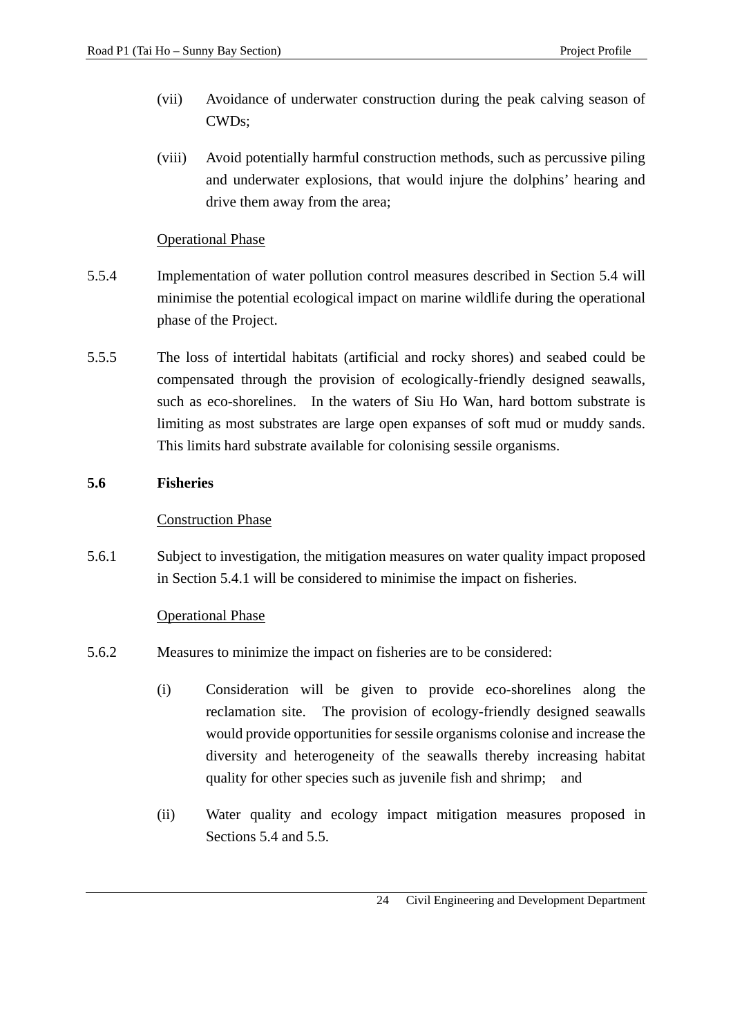(vii) Avoidance of underwater construction during the peak calving season of CWDs;

(viii) Avoid potentially harmful construction methods, such as percussive piling and underwater explosions, that would injure the dolphins' hearing and drive them away from the area;

Operational Phase

5.5.4 Implementation of water pollution control measures described in Section 5.4 will minimise the potential ecological impact on marine wildlife during the operational phase of the Project.

5.5.5 The loss of intertidal habitats (artificial and rocky shores) and seabed could be compensated through the provision of ecologically-friendly designed seawalls, such as eco-shorelines. In the waters of Siu Ho Wan, hard bottom substrate is limiting as most substrates are large open expanses of soft mud or muddy sands. This limits hard substrate available for colonising sessile organisms.

## 5.6 Fisheries

Construction Phase

5.6.1 Subject to investigation, the mitigation measures on water quality impact proposed in Section 5.4.1 will be considered to minimise the impact on fisheries.

Operational Phase

5.6.2 Measures to minimize the impact on fisheries are to be considered:

(i) Consideration will be given to provide eco-shorelines along the reclamation site. The provision of ecology-friendly designed seawalls would provide opportunities for sessile organisms colonise and increase the diversity and heterogeneity of the seawalls thereby increasing habitat quality for other species such as juvenile fish and shrimp; and

(ii) Water quality and ecology impact mitigation measures proposed in Sections 5.4 and 5.5.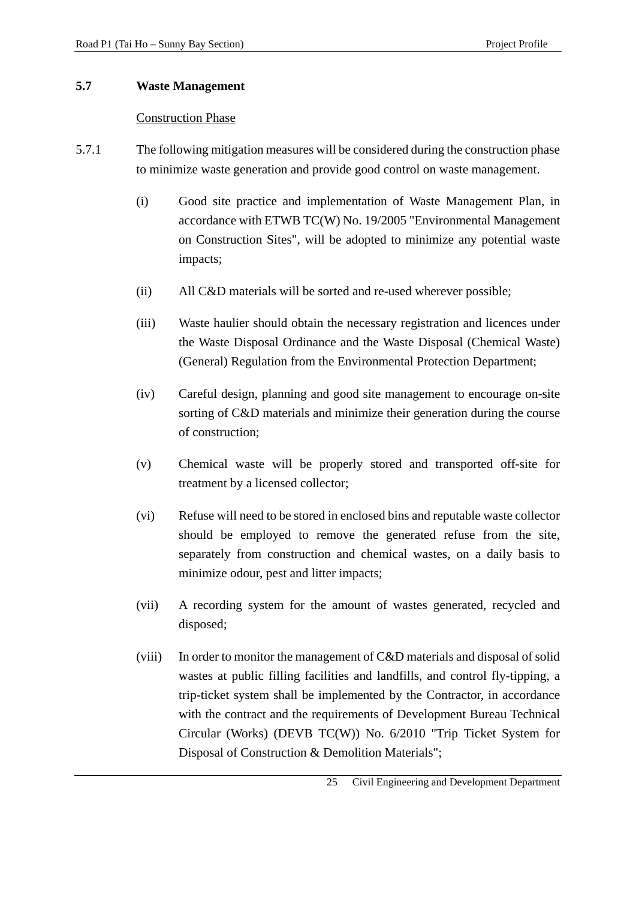## 5.7 Waste Management

Construction Phase

5.7.1 The following mitigation measures will be considered during the construction phase to minimize waste generation and provide good control on waste management.

(i) Good site practice and implementation of Waste Management Plan, in accordance with ETWB TC(W) No. 19/2005 "Environmental Management on Construction Sites", will be adopted to minimize any potential waste impacts;

(ii) All C&D materials will be sorted and re-used wherever possible;

(iii) Waste haulier should obtain the necessary registration and licences under the Waste Disposal Ordinance and the Waste Disposal (Chemical Waste) (General) Regulation from the Environmental Protection Department;

(iv) Careful design, planning and good site management to encourage on-site sorting of C&D materials and minimize their generation during the course of construction;

(v) Chemical waste will be properly stored and transported off-site for treatment by a licensed collector;

(vi) Refuse will need to be stored in enclosed bins and reputable waste collector should be employed to remove the generated refuse from the site, separately from construction and chemical wastes, on a daily basis to minimize odour, pest and litter impacts;

(vii) A recording system for the amount of wastes generated, recycled and disposed;

(viii) In order to monitor the management of C&D materials and disposal of solid wastes at public filling facilities and landfills, and control fly-tipping, a trip-ticket system shall be implemented by the Contractor, in accordance with the contract and the requirements of Development Bureau Technical Circular (Works) (DEVB TC(W)) No. 6/2010 "Trip Ticket System for Disposal of Construction & Demolition Materials";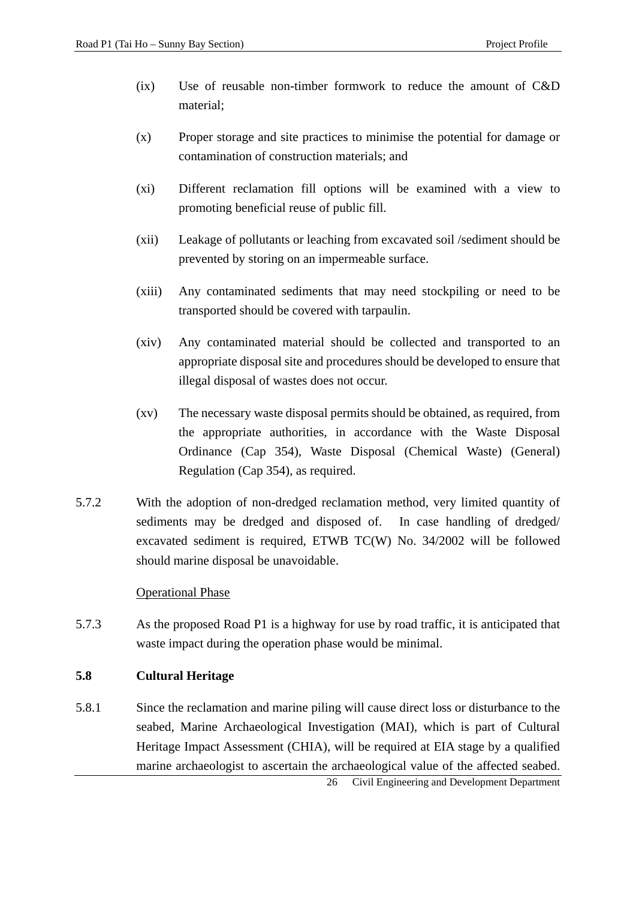(ix) Use of reusable non-timber formwork to reduce the amount of C&D material;

(x) Proper storage and site practices to minimise the potential for damage or contamination of construction materials; and

(xi) Different reclamation fill options will be examined with a view to promoting beneficial reuse of public fill.

(xii) Leakage of pollutants or leaching from excavated soil /sediment should be prevented by storing on an impermeable surface.

(xiii) Any contaminated sediments that may need stockpiling or need to be transported should be covered with tarpaulin.

(xiv) Any contaminated material should be collected and transported to an appropriate disposal site and procedures should be developed to ensure that illegal disposal of wastes does not occur.

(xv) The necessary waste disposal permits should be obtained, as required, from the appropriate authorities, in accordance with the Waste Disposal Ordinance (Cap 354), Waste Disposal (Chemical Waste) (General) Regulation (Cap 354), as required.

5.7.2 With the adoption of non-dredged reclamation method, very limited quantity of sediments may be dredged and disposed of. In case handling of dredged/ excavated sediment is required, ETWB TC(W) No. 34/2002 will be followed should marine disposal be unavoidable.

Operational Phase

5.7.3 As the proposed Road P1 is a highway for use by road traffic, it is anticipated that waste impact during the operation phase would be minimal.

### 5.8 Cultural Heritage

5.8.1 Since the reclamation and marine piling will cause direct loss or disturbance to the seabed, Marine Archaeological Investigation (MAI), which is part of Cultural Heritage Impact Assessment (CHIA), will be required at EIA stage by a qualified marine archaeologist to ascertain the archaeological value of the affected seabed.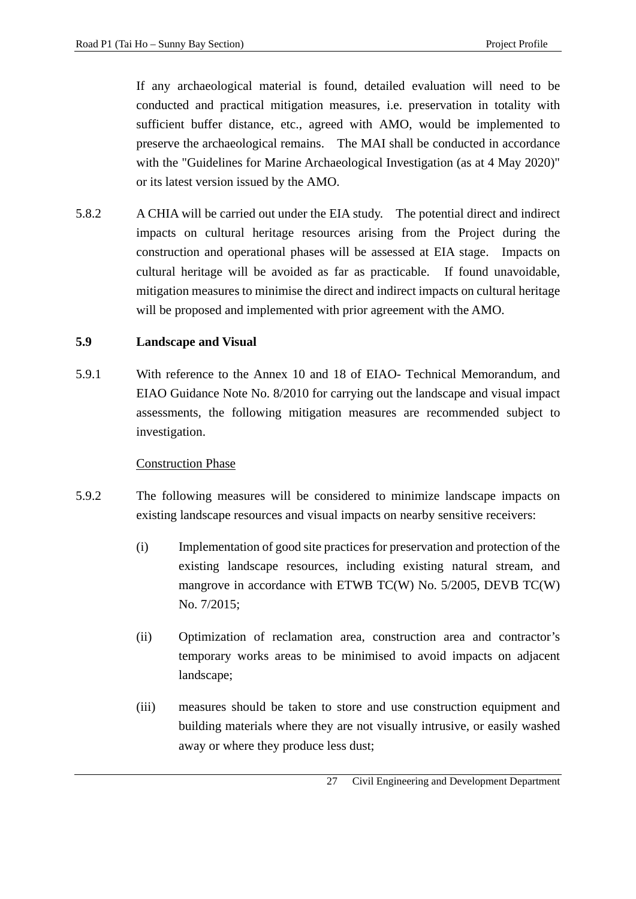If any archaeological material is found, detailed evaluation will need to be conducted and practical mitigation measures, i.e. preservation in totality with sufficient buffer distance, etc., agreed with AMO, would be implemented to preserve the archaeological remains. The MAI shall be conducted in accordance with the "Guidelines for Marine Archaeological Investigation (as at 4 May 2020)" or its latest version issued by the AMO.

5.8.2 A CHIA will be carried out under the EIA study. The potential direct and indirect impacts on cultural heritage resources arising from the Project during the construction and operational phases will be assessed at EIA stage. Impacts on cultural heritage will be avoided as far as practicable. If found unavoidable, mitigation measures to minimise the direct and indirect impacts on cultural heritage will be proposed and implemented with prior agreement with the AMO.

## 5.9 Landscape and Visual

5.9.1 With reference to the Annex 10 and 18 of EIAO- Technical Memorandum, and EIAO Guidance Note No. 8/2010 for carrying out the landscape and visual impact assessments, the following mitigation measures are recommended subject to investigation.

<u>Construction Phase</u>

5.9.2 The following measures will be considered to minimize landscape impacts on existing landscape resources and visual impacts on nearby sensitive receivers:

(i) Implementation of good site practices for preservation and protection of the existing landscape resources, including existing natural stream, and mangrove in accordance with ETWB TC(W) No. 5/2005, DEVB TC(W) No. 7/2015;

(ii) Optimization of reclamation area, construction area and contractor's temporary works areas to be minimised to avoid impacts on adjacent landscape;

(iii) measures should be taken to store and use construction equipment and building materials where they are not visually intrusive, or easily washed away or where they produce less dust;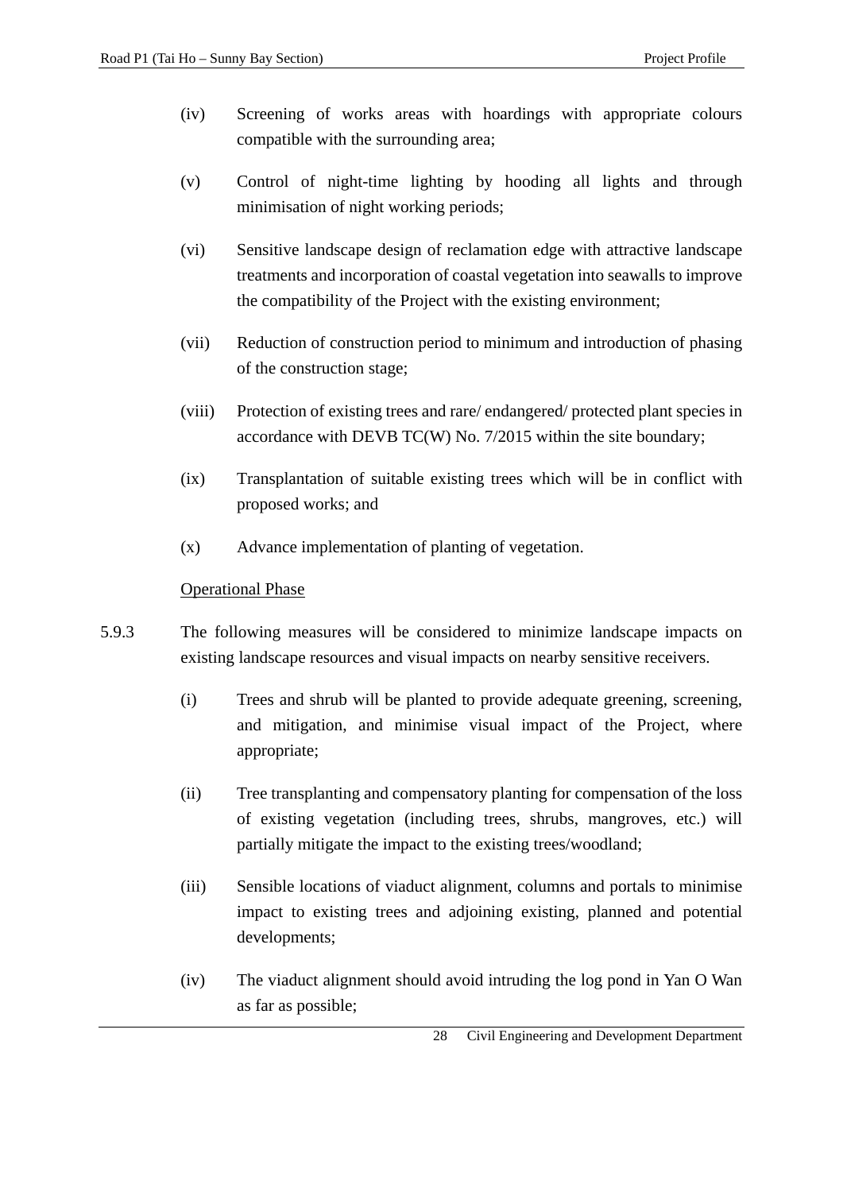(iv) Screening of works areas with hoardings with appropriate colours compatible with the surrounding area;

(v) Control of night-time lighting by hooding all lights and through minimisation of night working periods;

(vi) Sensitive landscape design of reclamation edge with attractive landscape treatments and incorporation of coastal vegetation into seawalls to improve the compatibility of the Project with the existing environment;

(vii) Reduction of construction period to minimum and introduction of phasing of the construction stage;

(viii) Protection of existing trees and rare/ endangered/ protected plant species in accordance with DEVB TC(W) No. 7/2015 within the site boundary;

(ix) Transplantation of suitable existing trees which will be in conflict with proposed works; and

(x) Advance implementation of planting of vegetation.

<u>Operational Phase</u>

5.9.3 The following measures will be considered to minimize landscape impacts on existing landscape resources and visual impacts on nearby sensitive receivers.

(i) Trees and shrub will be planted to provide adequate greening, screening, and mitigation, and minimise visual impact of the Project, where appropriate;

(ii) Tree transplanting and compensatory planting for compensation of the loss of existing vegetation (including trees, shrubs, mangroves, etc.) will partially mitigate the impact to the existing trees/woodland;

(iii) Sensible locations of viaduct alignment, columns and portals to minimise impact to existing trees and adjoining existing, planned and potential developments;

(iv) The viaduct alignment should avoid intruding the log pond in Yan O Wan as far as possible;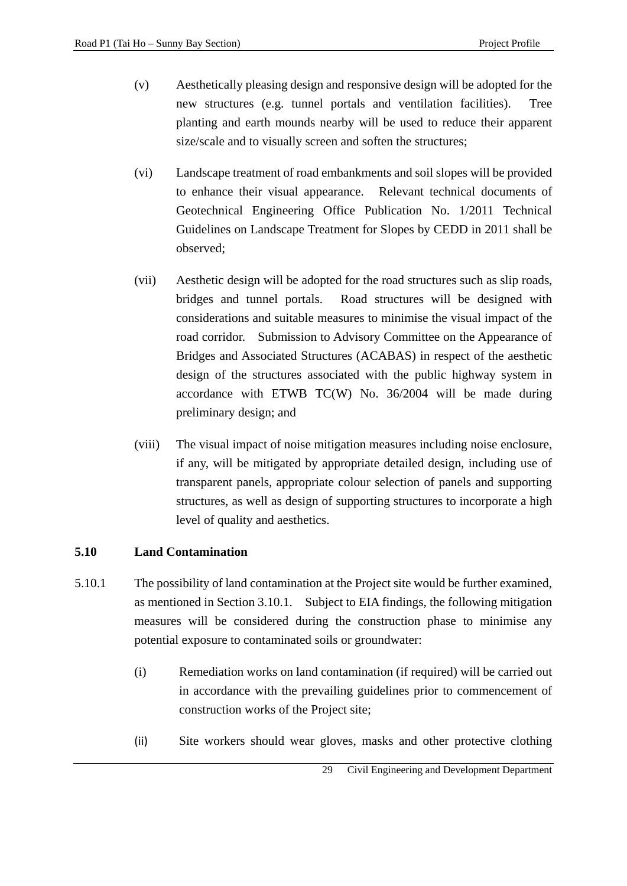(v) Aesthetically pleasing design and responsive design will be adopted for the new structures (e.g. tunnel portals and ventilation facilities). Tree planting and earth mounds nearby will be used to reduce their apparent size/scale and to visually screen and soften the structures;

(vi) Landscape treatment of road embankments and soil slopes will be provided to enhance their visual appearance. Relevant technical documents of Geotechnical Engineering Office Publication No. 1/2011 Technical Guidelines on Landscape Treatment for Slopes by CEDD in 2011 shall be observed;

(vii) Aesthetic design will be adopted for the road structures such as slip roads, bridges and tunnel portals. Road structures will be designed with considerations and suitable measures to minimise the visual impact of the road corridor. Submission to Advisory Committee on the Appearance of Bridges and Associated Structures (ACABAS) in respect of the aesthetic design of the structures associated with the public highway system in accordance with ETWB TC(W) No. 36/2004 will be made during preliminary design; and

(viii) The visual impact of noise mitigation measures including noise enclosure, if any, will be mitigated by appropriate detailed design, including use of transparent panels, appropriate colour selection of panels and supporting structures, as well as design of supporting structures to incorporate a high level of quality and aesthetics.

### 5.10 Land Contamination

5.10.1 The possibility of land contamination at the Project site would be further examined, as mentioned in Section 3.10.1. Subject to EIA findings, the following mitigation measures will be considered during the construction phase to minimise any potential exposure to contaminated soils or groundwater:

(i) Remediation works on land contamination (if required) will be carried out in accordance with the prevailing guidelines prior to commencement of construction works of the Project site;

(ii) Site workers should wear gloves, masks and other protective clothing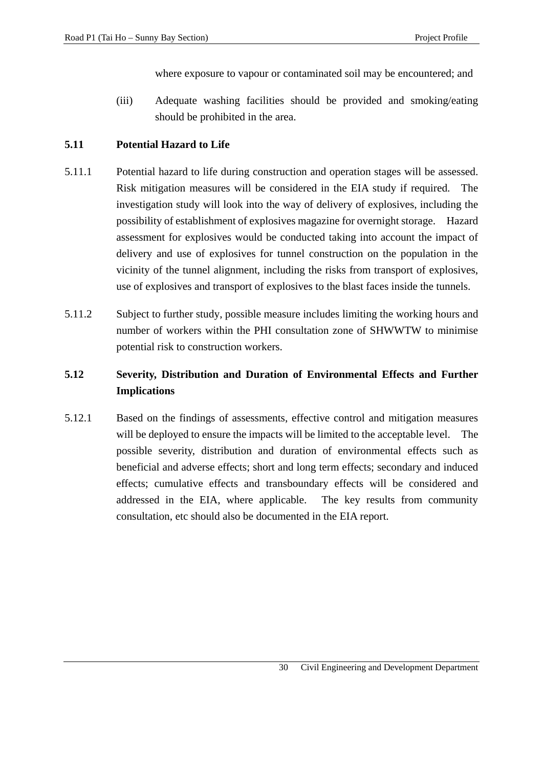where exposure to vapour or contaminated soil may be encountered; and

(iii) Adequate washing facilities should be provided and smoking/eating should be prohibited in the area.

### 5.11 Potential Hazard to Life

5.11.1 Potential hazard to life during construction and operation stages will be assessed. Risk mitigation measures will be considered in the EIA study if required. The investigation study will look into the way of delivery of explosives, including the possibility of establishment of explosives magazine for overnight storage. Hazard assessment for explosives would be conducted taking into account the impact of delivery and use of explosives for tunnel construction on the population in the vicinity of the tunnel alignment, including the risks from transport of explosives, use of explosives and transport of explosives to the blast faces inside the tunnels.

5.11.2 Subject to further study, possible measure includes limiting the working hours and number of workers within the PHI consultation zone of SHWWTW to minimise potential risk to construction workers.

### 5.12 Severity, Distribution and Duration of Environmental Effects and Further Implications

5.12.1 Based on the findings of assessments, effective control and mitigation measures will be deployed to ensure the impacts will be limited to the acceptable level. The possible severity, distribution and duration of environmental effects such as beneficial and adverse effects; short and long term effects; secondary and induced effects; cumulative effects and transboundary effects will be considered and addressed in the EIA, where applicable. The key results from community consultation, etc should also be documented in the EIA report.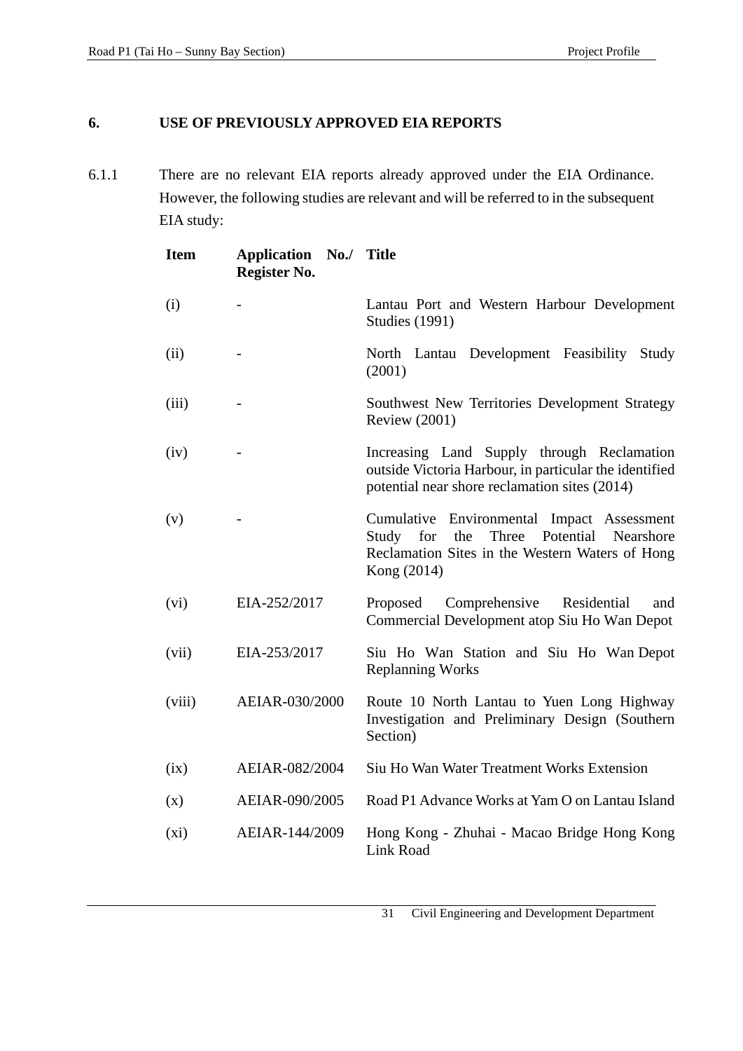## 6. USE OF PREVIOUSLY APPROVED EIA REPORTS

6.1.1 There are no relevant EIA reports already approved under the EIA Ordinance. However, the following studies are relevant and will be referred to in the subsequent EIA study:

| Item | Application No./ Register No. | Title |
|---|---|---|
| (i) | - | Lantau Port and Western Harbour Development Studies (1991) |
| (ii) | - | North Lantau Development Feasibility Study (2001) |
| (iii) | - | Southwest New Territories Development Strategy Review (2001) |
| (iv) | - | Increasing Land Supply through Reclamation outside Victoria Harbour, in particular the identified potential near shore reclamation sites (2014) |
| (v) | - | Cumulative Environmental Impact Assessment Study for the Three Potential Nearshore Reclamation Sites in the Western Waters of Hong Kong (2014) |
| (vi) | EIA-252/2017 | Proposed Comprehensive Residential and Commercial Development atop Siu Ho Wan Depot |
| (vii) | EIA-253/2017 | Siu Ho Wan Station and Siu Ho Wan Depot Replanning Works |
| (viii) | AEIAR-030/2000 | Route 10 North Lantau to Yuen Long Highway Investigation and Preliminary Design (Southern Section) |
| (ix) | AEIAR-082/2004 | Siu Ho Wan Water Treatment Works Extension |
| (x) | AEIAR-090/2005 | Road P1 Advance Works at Yam O on Lantau Island |
| (xi) | AEIAR-144/2009 | Hong Kong - Zhuhai - Macao Bridge Hong Kong Link Road |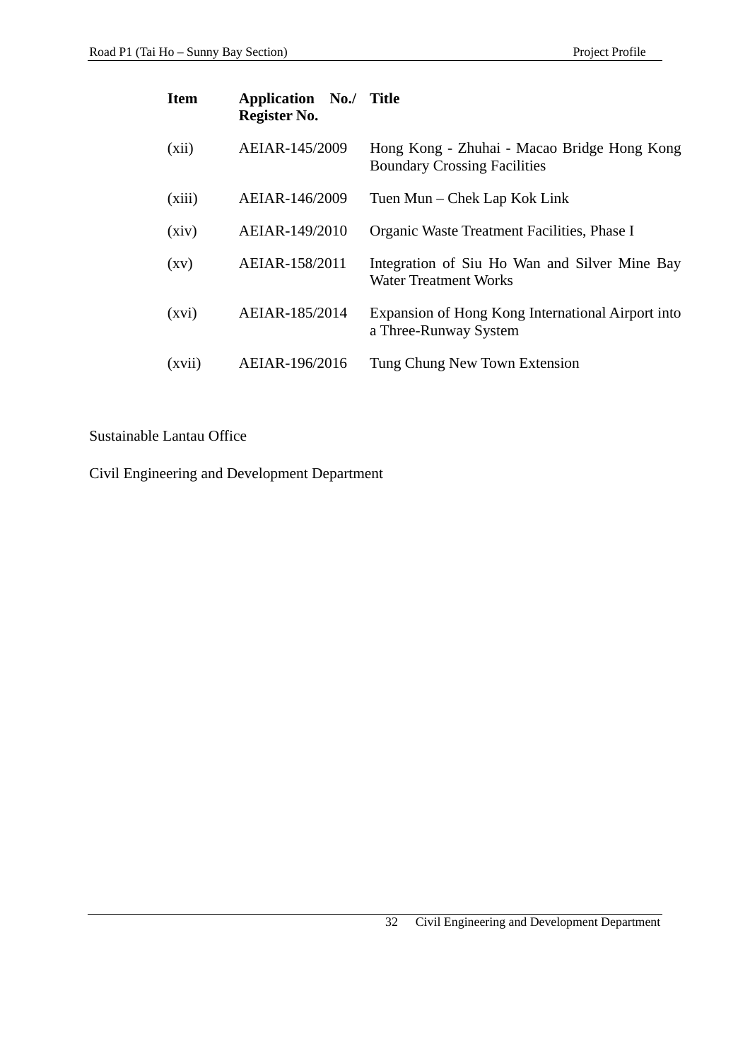| Item | Application No./ Register No. | Title |
|---|---|---|
| (xii) | AEIAR-145/2009 | Hong Kong - Zhuhai - Macao Bridge Hong Kong Boundary Crossing Facilities |
| (xiii) | AEIAR-146/2009 | Tuen Mun – Chek Lap Kok Link |
| (xiv) | AEIAR-149/2010 | Organic Waste Treatment Facilities, Phase I |
| (xv) | AEIAR-158/2011 | Integration of Siu Ho Wan and Silver Mine Bay Water Treatment Works |
| (xvi) | AEIAR-185/2014 | Expansion of Hong Kong International Airport into a Three-Runway System |
| (xvii) | AEIAR-196/2016 | Tung Chung New Town Extension |

Sustainable Lantau Office

Civil Engineering and Development Department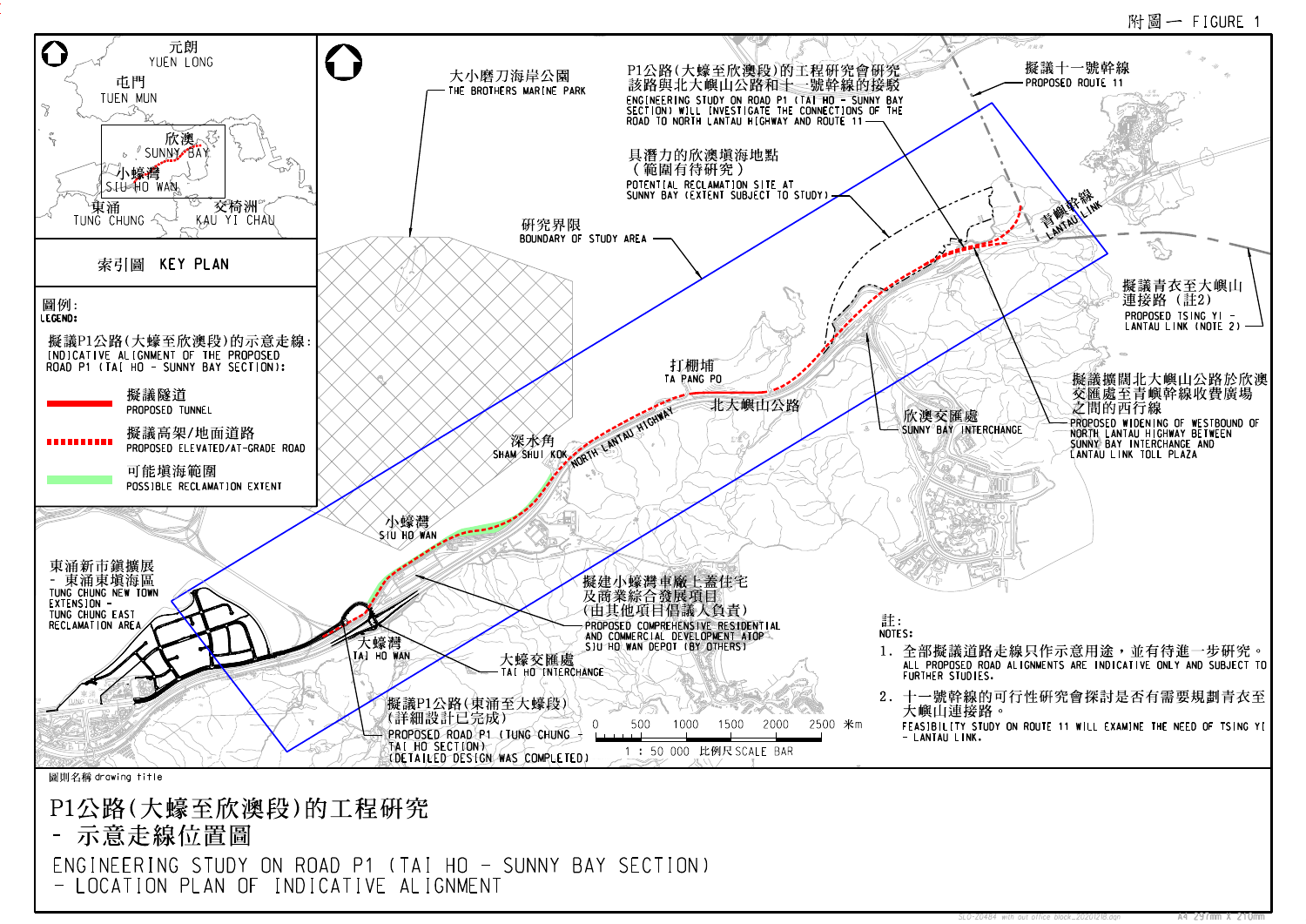附圖一 FIGURE 1

**索引圖 KEY PLAN**

元朗 YUEN LONG
屯門 TUEN MUN
欣澳 SUNNY BAY
小蠔灣 SIU HO WAN
東涌 TUNG CHUNG
交椅洲 KAU YI CHAU

**圖例: LEGEND:**

擬議P1公路(大蠔至欣澳段)的示意走線: INDICATIVE ALIGNMENT OF THE PROPOSED ROAD P1 (TAI HO - SUNNY BAY SECTION):

- 擬議隧道 PROPOSED TUNNEL
- 擬議高架/地面道路 PROPOSED ELEVATED/AT-GRADE ROAD
- 可能填海範圍 POSSIBLE RECLAMATION EXTENT

大小磨刀海岸公園 THE BROTHERS MARINE PARK

P1公路(大蠔至欣澳段)的工程研究會研究該路與北大嶼山公路和十一號幹線的接駁 ENGINEERING STUDY ON ROAD P1 (TAI HO - SUNNY BAY SECTION) WILL INVESTIGATE THE CONNECTIONS OF THE ROAD TO NORTH LANTAU HIGHWAY AND ROUTE 11

擬議十一號幹線 PROPOSED ROUTE 11

具潛力的欣澳填海地點（範圍有待研究） POTENTIAL RECLAMATION SITE AT SUNNY BAY (EXTENT SUBJECT TO STUDY)

研究界限 BOUNDARY OF STUDY AREA

青嶼幹線 LANTAU LINK

擬議青衣至大嶼山連接路（註2） PROPOSED TSING YI - LANTAU LINK (NOTE 2)

打棚埔 TA PANG PO

北大嶼山公路 NORTH LANTAU HIGHWAY

欣澳交匯處 SUNNY BAY INTERCHANGE

擬議擴闊北大嶼山公路於欣澳交匯處至青嶼幹線收費廣場之間的西行線 PROPOSED WIDENING OF WESTBOUND OF NORTH LANTAU HIGHWAY BETWEEN SUNNY BAY INTERCHANGE AND LANTAU LINK TOLL PLAZA

深水角 SHAM SHUI KOK

小蠔灣 SIU HO WAN

東涌新市鎮擴展 - 東涌東填海區 TUNG CHUNG NEW TOWN EXTENSION - TUNG CHUNG EAST RECLAMATION AREA

擬建小蠔灣車廠上蓋住宅及商業綜合發展項目（由其他項目倡議人負責） PROPOSED COMPREHENSIVE RESIDENTIAL AND COMMERCIAL DEVELOPMENT ATOP SIU HO WAN DEPOT (BY OTHERS)

大蠔灣 TAI HO WAN

大蠔交匯處 TAI HO INTERCHANGE

擬議P1公路(東涌至大蠔段)（詳細設計已完成） PROPOSED ROAD P1 (TUNG CHUNG - TAI HO SECTION) (DETAILED DESIGN WAS COMPLETED)

0 500 1000 1500 2000 2500 米m

1 : 50 000 比例尺 SCALE BAR

**註: NOTES:**

1. 全部擬議道路走線只作示意用途，並有待進一步研究。 ALL PROPOSED ROAD ALIGNMENTS ARE INDICATIVE ONLY AND SUBJECT TO FURTHER STUDIES.
2. 十一號幹線的可行性研究會探討是否有需要規劃青衣至大嶼山連接路。 FEASIBILITY STUDY ON ROUTE 11 WILL EXAMINE THE NEED OF TSING YI - LANTAU LINK.

圖則名稱 drawing title

# P1公路(大蠔至欣澳段)的工程研究 - 示意走線位置圖

# ENGINEERING STUDY ON ROAD P1 (TAI HO - SUNNY BAY SECTION) - LOCATION PLAN OF INDICATIVE ALIGNMENT

SLO-20484 with out office block_20201218.dgn A4 297mm X 210mm